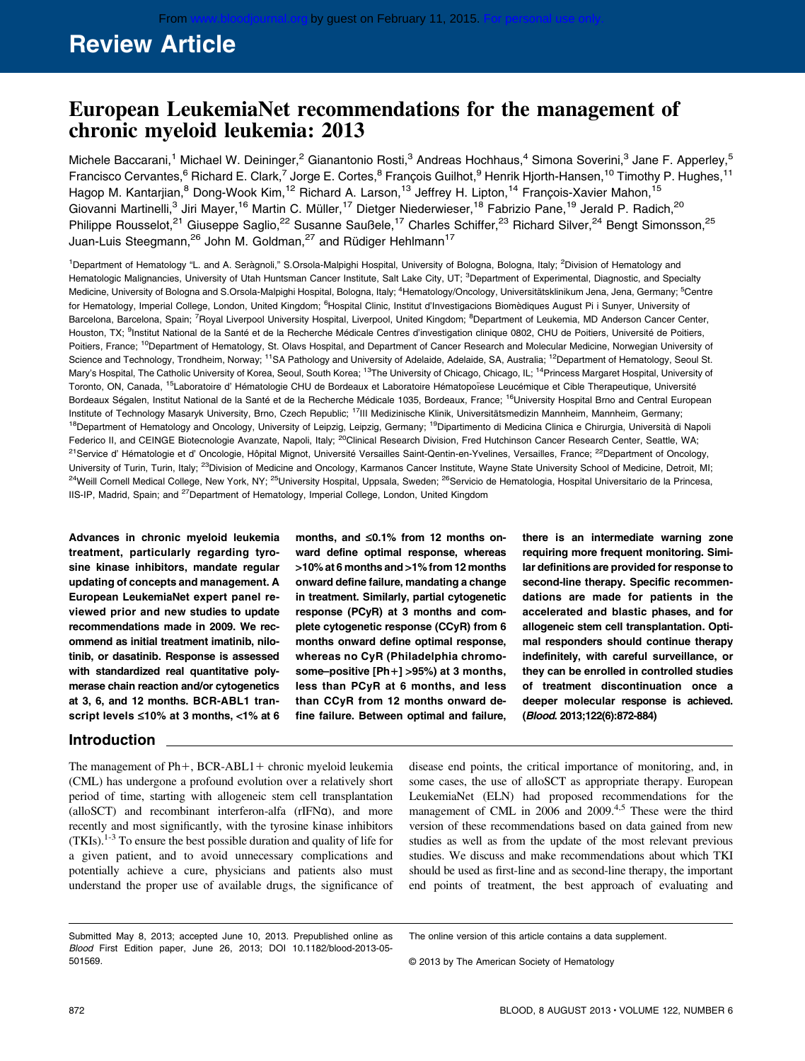## Review Article

# European LeukemiaNet recommendations for the management of chronic myeloid leukemia: 2013

Michele Baccarani,[1] Michael W. Deininger,[2] Gianantonio Rosti,[3] Andreas Hochhaus,[4] Simona Soverini,[3] Jane F. Apperley,[5] Francisco Cervantes,[6] Richard E. Clark,[7] Jorge E. Cortes,[8] François Guilhot,[9] Henrik Hjorth-Hansen,[10] Timothy P. Hughes,[11] Hagop M. Kantarjian,[8] Dong-Wook Kim,[12] Richard A. Larson,[13] Jeffrey H. Lipton,[14] François-Xavier Mahon,[15] Giovanni Martinelli,[3] Jiri Mayer,[16] Martin C. Müller,[17] Dietger Niederwieser,[18] Fabrizio Pane,[19] Jerald P. Radich,[20] Philippe Rousselot,[21] Giuseppe Saglio,[22] Susanne Saußele,[17] Charles Schiffer,[23] Richard Silver,[24] Bengt Simonsson,[25] Juan-Luis Steegmann,[26] John M. Goldman,[27] and Rüdiger Hehlmann[17]

[1]Department of Hematology "L. and A. Seràgnoli," S.Orsola-Malpighi Hospital, University of Bologna, Bologna, Italy; [2]Division of Hematology and Hematologic Malignancies, University of Utah Huntsman Cancer Institute, Salt Lake City, UT; [3]Department of Experimental, Diagnostic, and Specialty Medicine, University of Bologna and S.Orsola-Malpighi Hospital, Bologna, Italy; [4]Hematology/Oncology, Universitätsklinikum Jena, Jena, Germany; [5]Centre for Hematology, Imperial College, London, United Kingdom; [6]Hospital Clinic, Institut d'Investigacions Biomèdiques August Pi i Sunyer, University of Barcelona, Barcelona, Spain; [7]Royal Liverpool University Hospital, Liverpool, United Kingdom; [8]Department of Leukemia, MD Anderson Cancer Center, Houston, TX; [9]Institut National de la Santé et de la Recherche Médicale Centres d'investigation clinique 0802, CHU de Poitiers, Université de Poitiers, Poitiers, France; [10]Department of Hematology, St. Olavs Hospital, and Department of Cancer Research and Molecular Medicine, Norwegian University of Science and Technology, Trondheim, Norway; [11]SA Pathology and University of Adelaide, Adelaide, SA, Australia; [12]Department of Hematology, Seoul St. Mary's Hospital, The Catholic University of Korea, Seoul, South Korea; [13]The University of Chicago, Chicago, IL; [14]Princess Margaret Hospital, University of Toronto, ON, Canada, [15]Laboratoire d' Hématologie CHU de Bordeaux et Laboratoire Hématopoïese Leucémique et Cible Therapeutique, Université Bordeaux Ségalen, Institut National de la Santé et de la Recherche Médicale 1035, Bordeaux, France; [16]University Hospital Brno and Central European Institute of Technology Masaryk University, Brno, Czech Republic; [17]III Medizinische Klinik, Universitätsmedizin Mannheim, Mannheim, Germany; [18]Department of Hematology and Oncology, University of Leipzig, Leipzig, Germany; [19]Dipartimento di Medicina Clinica e Chirurgia, Università di Napoli Federico II, and CEINGE Biotecnologie Avanzate, Napoli, Italy; [20]Clinical Research Division, Fred Hutchinson Cancer Research Center, Seattle, WA; [21]Service d' Hématologie et d' Oncologie, Hôpital Mignot, Université Versailles Saint-Qentin-en-Yvelines, Versailles, France; [22]Department of Oncology, University of Turin, Turin, Italy; [23]Division of Medicine and Oncology, Karmanos Cancer Institute, Wayne State University School of Medicine, Detroit, MI; [24]Weill Cornell Medical College, New York, NY; [25]University Hospital, Uppsala, Sweden; [26]Servicio de Hematologia, Hospital Universitario de la Princesa, IIS-IP, Madrid, Spain; and [27]Department of Hematology, Imperial College, London, United Kingdom

**Advances in chronic myeloid leukemia treatment, particularly regarding tyrosine kinase inhibitors, mandate regular updating of concepts and management. A European LeukemiaNet expert panel reviewed prior and new studies to update recommendations made in 2009. We recommend as initial treatment imatinib, nilotinib, or dasatinib. Response is assessed with standardized real quantitative polymerase chain reaction and/or cytogenetics at 3, 6, and 12 months. BCR-ABL1 transcript levels ≤10% at 3 months, <1% at 6 months, and ≤0.1% from 12 months onward define optimal response, whereas >10% at 6 months and >1% from 12 months onward define failure, mandating a change in treatment. Similarly, partial cytogenetic response (PCyR) at 3 months and complete cytogenetic response (CCyR) from 6 months onward define optimal response, whereas no CyR (Philadelphia chromosome–positive [Ph+] >95%) at 3 months, less than PCyR at 6 months, and less than CCyR from 12 months onward define failure. Between optimal and failure, there is an intermediate warning zone requiring more frequent monitoring. Similar definitions are provided for response to second-line therapy. Specific recommendations are made for patients in the accelerated and blastic phases, and for allogeneic stem cell transplantation. Optimal responders should continue therapy indefinitely, with careful surveillance, or they can be enrolled in controlled studies of treatment discontinuation once a deeper molecular response is achieved. (*Blood*. 2013;122(6):872-884)**

## Introduction

The management of Ph+, BCR-ABL1+ chronic myeloid leukemia (CML) has undergone a profound evolution over a relatively short period of time, starting with allogeneic stem cell transplantation (alloSCT) and recombinant interferon-alfa (rIFNα), and more recently and most significantly, with the tyrosine kinase inhibitors (TKIs).[1-3] To ensure the best possible duration and quality of life for a given patient, and to avoid unnecessary complications and potentially achieve a cure, physicians and patients also must understand the proper use of available drugs, the significance of disease end points, the critical importance of monitoring, and, in some cases, the use of alloSCT as appropriate therapy. European LeukemiaNet (ELN) had proposed recommendations for the management of CML in 2006 and 2009.[4,5] These were the third version of these recommendations based on data gained from new studies as well as from the update of the most relevant previous studies. We discuss and make recommendations about which TKI should be used as first-line and as second-line therapy, the important end points of treatment, the best approach of evaluating and

Submitted May 8, 2013; accepted June 10, 2013. Prepublished online as *Blood* First Edition paper, June 26, 2013; DOI 10.1182/blood-2013-05-501569.

The online version of this article contains a data supplement.

© 2013 by The American Society of Hematology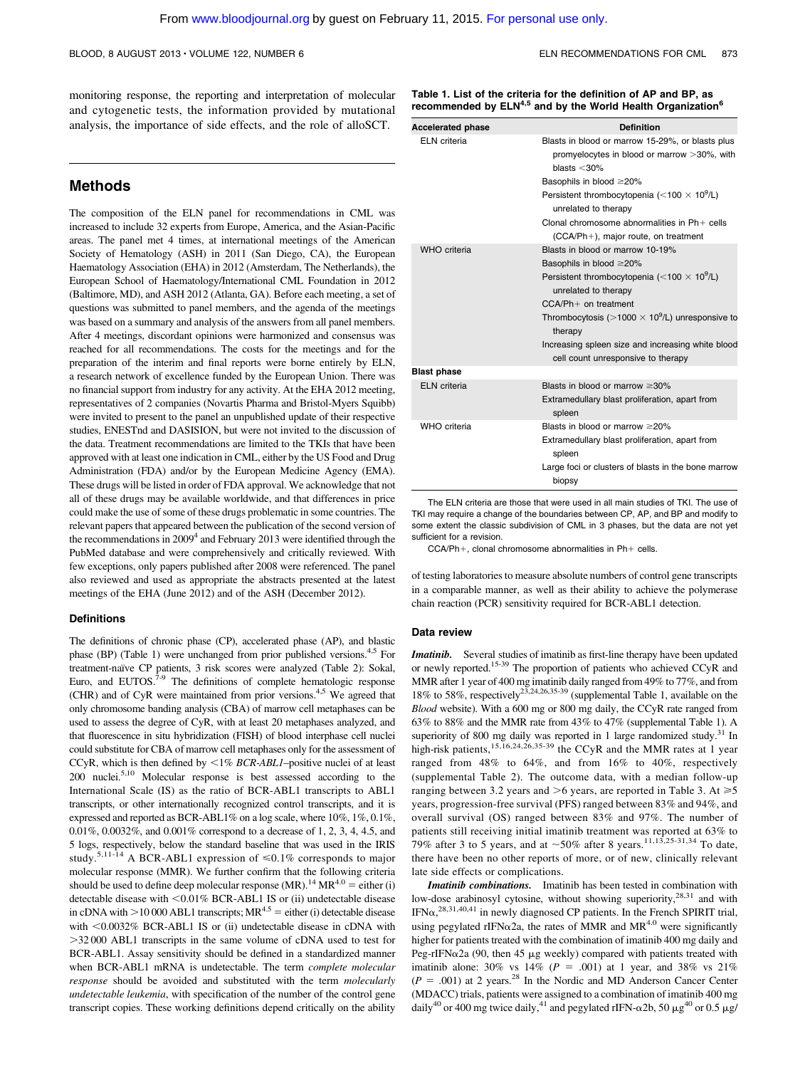monitoring response, the reporting and interpretation of molecular and cytogenetic tests, the information provided by mutational analysis, the importance of side effects, and the role of alloSCT.

## Methods

The composition of the ELN panel for recommendations in CML was increased to include 32 experts from Europe, America, and the Asian-Pacific areas. The panel met 4 times, at international meetings of the American Society of Hematology (ASH) in 2011 (San Diego, CA), the European Haematology Association (EHA) in 2012 (Amsterdam, The Netherlands), the European School of Haematology/International CML Foundation in 2012 (Baltimore, MD), and ASH 2012 (Atlanta, GA). Before each meeting, a set of questions was submitted to panel members, and the agenda of the meetings was based on a summary and analysis of the answers from all panel members. After 4 meetings, discordant opinions were harmonized and consensus was reached for all recommendations. The costs for the meetings and for the preparation of the interim and final reports were borne entirely by ELN, a research network of excellence funded by the European Union. There was no financial support from industry for any activity. At the EHA 2012 meeting, representatives of 2 companies (Novartis Pharma and Bristol-Myers Squibb) were invited to present to the panel an unpublished update of their respective studies, ENESTnd and DASISION, but were not invited to the discussion of the data. Treatment recommendations are limited to the TKIs that have been approved with at least one indication in CML, either by the US Food and Drug Administration (FDA) and/or by the European Medicine Agency (EMA). These drugs will be listed in order of FDA approval. We acknowledge that not all of these drugs may be available worldwide, and that differences in price could make the use of some of these drugs problematic in some countries. The relevant papers that appeared between the publication of the second version of the recommendations in 2009[4] and February 2013 were identified through the PubMed database and were comprehensively and critically reviewed. With few exceptions, only papers published after 2008 were referenced. The panel also reviewed and used as appropriate the abstracts presented at the latest meetings of the EHA (June 2012) and of the ASH (December 2012).

### Definitions

The definitions of chronic phase (CP), accelerated phase (AP), and blastic phase (BP) (Table 1) were unchanged from prior published versions.[4,5] For treatment-naïve CP patients, 3 risk scores were analyzed (Table 2): Sokal, Euro, and EUTOS.[7-9] The definitions of complete hematologic response (CHR) and of CyR were maintained from prior versions.[4,5] We agreed that only chromosome banding analysis (CBA) of marrow cell metaphases can be used to assess the degree of CyR, with at least 20 metaphases analyzed, and that fluorescence in situ hybridization (FISH) of blood interphase cell nuclei could substitute for CBA of marrow cell metaphases only for the assessment of CCyR, which is then defined by <1% *BCR-ABL1*–positive nuclei of at least 200 nuclei.[5,10] Molecular response is best assessed according to the International Scale (IS) as the ratio of BCR-ABL1 transcripts to ABL1 transcripts, or other internationally recognized control transcripts, and it is expressed and reported as BCR-ABL1% on a log scale, where 10%, 1%, 0.1%, 0.01%, 0.0032%, and 0.001% correspond to a decrease of 1, 2, 3, 4, 4.5, and 5 logs, respectively, below the standard baseline that was used in the IRIS study.[5,11-14] A BCR-ABL1 expression of ≤0.1% corresponds to major molecular response (MMR). We further confirm that the following criteria should be used to define deep molecular response (MR).[14] $MR^{4.0}$ = either (i) detectable disease with <0.01% BCR-ABL1 IS or (ii) undetectable disease in cDNA with >10 000 ABL1 transcripts; $MR^{4.5}$ = either (i) detectable disease with <0.0032% BCR-ABL1 IS or (ii) undetectable disease in cDNA with >32 000 ABL1 transcripts in the same volume of cDNA used to test for BCR-ABL1. Assay sensitivity should be defined in a standardized manner when BCR-ABL1 mRNA is undetectable. The term *complete molecular response* should be avoided and substituted with the term *molecularly undetectable leukemia*, with specification of the number of the control gene transcript copies. These working definitions depend critically on the ability of testing laboratories to measure absolute numbers of control gene transcripts in a comparable manner, as well as their ability to achieve the polymerase chain reaction (PCR) sensitivity required for BCR-ABL1 detection.

**Table 1. List of the criteria for the definition of AP and BP, as recommended by ELN[4,5] and by the World Health Organization[6]**

| Accelerated phase | Definition |
|---|---|
| ELN criteria | Blasts in blood or marrow 15-29%, or blasts plus promyelocytes in blood or marrow >30%, with blasts <30% |
| | Basophils in blood ≥20% |
| | Persistent thrombocytopenia (<100 × $10^9$/L) unrelated to therapy |
| | Clonal chromosome abnormalities in Ph+ cells (CCA/Ph+), major route, on treatment |
| WHO criteria | Blasts in blood or marrow 10-19% |
| | Basophils in blood ≥20% |
| | Persistent thrombocytopenia (<100 × $10^9$/L) unrelated to therapy |
| | CCA/Ph+ on treatment |
| | Thrombocytosis (>1000 × $10^9$/L) unresponsive to therapy |
| | Increasing spleen size and increasing white blood cell count unresponsive to therapy |
| **Blast phase** | |
| ELN criteria | Blasts in blood or marrow ≥30% |
| | Extramedullary blast proliferation, apart from spleen |
| WHO criteria | Blasts in blood or marrow ≥20% |
| | Extramedullary blast proliferation, apart from spleen |
| | Large foci or clusters of blasts in the bone marrow biopsy |

The ELN criteria are those that were used in all main studies of TKI. The use of TKI may require a change of the boundaries between CP, AP, and BP and modify to some extent the classic subdivision of CML in 3 phases, but the data are not yet sufficient for a revision.

CCA/Ph+, clonal chromosome abnormalities in Ph+ cells.

### Data review

***Imatinib.*** Several studies of imatinib as first-line therapy have been updated or newly reported.[15-39] The proportion of patients who achieved CCyR and MMR after 1 year of 400 mg imatinib daily ranged from 49% to 77%, and from 18% to 58%, respectively[23,24,26,35-39] (supplemental Table 1, available on the *Blood* website). With a 600 mg or 800 mg daily, the CCyR rate ranged from 63% to 88% and the MMR rate from 43% to 47% (supplemental Table 1). A superiority of 800 mg daily was reported in 1 large randomized study.[31] In high-risk patients,[15,16,24,26,35-39] the CCyR and the MMR rates at 1 year ranged from 48% to 64%, and from 16% to 40%, respectively (supplemental Table 2). The outcome data, with a median follow-up ranging between 3.2 years and >6 years, are reported in Table 3. At ≥5 years, progression-free survival (PFS) ranged between 83% and 94%, and overall survival (OS) ranged between 83% and 97%. The number of patients still receiving initial imatinib treatment was reported at 63% to 79% after 3 to 5 years, and at ~50% after 8 years.[11,13,25-31,34] To date, there have been no other reports of more, or of new, clinically relevant late side effects or complications.

***Imatinib combinations.*** Imatinib has been tested in combination with low-dose arabinosyl cytosine, without showing superiority,[28,31] and with IFNα,[28,31,40,41] in newly diagnosed CP patients. In the French SPIRIT trial, using pegylated rIFNα2a, the rates of MMR and $MR^{4.0}$ were significantly higher for patients treated with the combination of imatinib 400 mg daily and Peg-rIFNα2a (90, then 45 μg weekly) compared with patients treated with imatinib alone: 30% vs 14% ($P$ = .001) at 1 year, and 38% vs 21% ($P$ = .001) at 2 years.[28] In the Nordic and MD Anderson Cancer Center (MDACC) trials, patients were assigned to a combination of imatinib 400 mg daily[40] or 400 mg twice daily,[41] and pegylated rIFN-α2b, 50 μg[40] or 0.5 μg/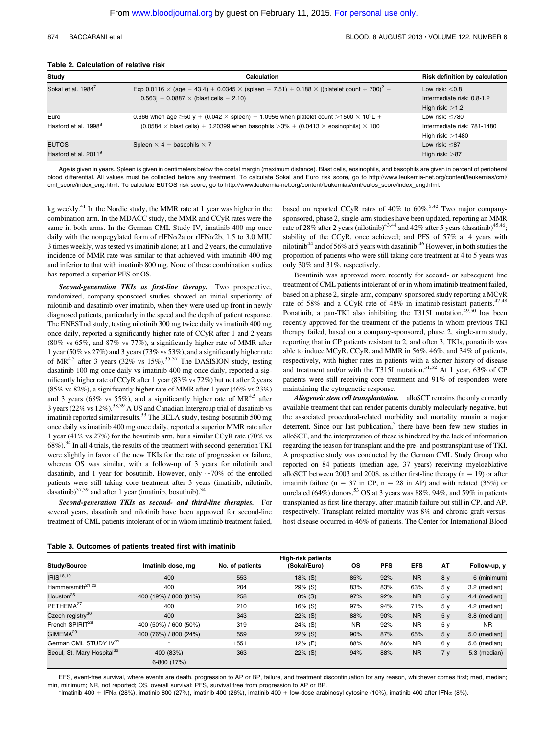**Table 2. Calculation of relative risk**

| Study | Calculation | Risk definition by calculation |
|---|---|---|
| Sokal et al. 1984[7] | Exp 0.0116 × (age − 43.4) + 0.0345 × (spleen − 7.51) + 0.188 × [(platelet count ÷ 700)$^2$ − 0.563] + 0.0887 × (blast cells − 2.10) | Low risk: <0.8<br>Intermediate risk: 0.8-1.2<br>High risk: >1.2 |
| Euro<br>Hasford et al. 1998[8] | 0.666 when age ≥50 y + (0.042 × spleen) + 1.0956 when platelet count >1500 × $10^9$/L + (0.0584 × blast cells) + 0.20399 when basophils >3% + (0.0413 × eosinophils) × 100 | Low risk: ≤780<br>Intermediate risk: 781-1480<br>High risk: >1480 |
| EUTOS<br>Hasford et al. 2011[9] | Spleen × 4 + basophils × 7 | Low risk: ≤87<br>High risk: >87 |

Age is given in years. Spleen is given in centimeters below the costal margin (maximum distance). Blast cells, eosinophils, and basophils are given in percent of peripheral blood differential. All values must be collected before any treatment. To calculate Sokal and Euro risk score, go to http://www.leukemia-net.org/content/leukemias/cml/cml_score/index_eng.html. To calculate EUTOS risk score, go to http://www.leukemia-net.org/content/leukemias/cml/eutos_score/index_eng.html.

kg weekly.[41] In the Nordic study, the MMR rate at 1 year was higher in the combination arm. In the MDACC study, the MMR and CCyR rates were the same in both arms. In the German CML Study IV, imatinib 400 mg once daily with the nonpegylated form of rIFNα2a or rIFNα2b, 1.5 to 3.0 MIU 3 times weekly, was tested vs imatinib alone; at 1 and 2 years, the cumulative incidence of MMR rate was similar to that achieved with imatinib 400 mg and inferior to that with imatinib 800 mg. None of these combination studies has reported a superior PFS or OS.

***Second-generation TKIs as first-line therapy.*** Two prospective, randomized, company-sponsored studies showed an initial superiority of nilotinib and dasatinib over imatinib, when they were used up front in newly diagnosed patients, particularly in the speed and the depth of patient response. The ENESTnd study, testing nilotinib 300 mg twice daily vs imatinib 400 mg once daily, reported a significantly higher rate of CCyR after 1 and 2 years (80% vs 65%, and 87% vs 77%), a significantly higher rate of MMR after 1 year (50% vs 27%) and 3 years (73% vs 53%), and a significantly higher rate of $MR^{4.5}$ after 3 years (32% vs 15%).[35-37] The DASISION study, testing dasatinib 100 mg once daily vs imatinib 400 mg once daily, reported a significantly higher rate of CCyR after 1 year (83% vs 72%) but not after 2 years (85% vs 82%), a significantly higher rate of MMR after 1 year (46% vs 23%) and 3 years (68% vs 55%), and a significantly higher rate of $MR^{4.5}$ after 3 years (22% vs 12%).[38,39] A US and Canadian Intergroup trial of dasatinib vs imatinib reported similar results.[33] The BELA study, testing bosutinib 500 mg once daily vs imatinib 400 mg once daily, reported a superior MMR rate after 1 year (41% vs 27%) for the bosutinib arm, but a similar CCyR rate (70% vs 68%).[34] In all 4 trials, the results of the treatment with second-generation TKI were slightly in favor of the new TKIs for the rate of progression or failure, whereas OS was similar, with a follow-up of 3 years for nilotinib and dasatinib, and 1 year for bosutinib. However, only ~70% of the enrolled patients were still taking core treatment after 3 years (imatinib, nilotinib, dasatinib)[37,39] and after 1 year (imatinib, bosutinib).[34]

***Second-generation TKIs as second- and third-line therapies.*** For several years, dasatinib and nilotinib have been approved for second-line treatment of CML patients intolerant of or in whom imatinib treatment failed, based on reported CCyR rates of 40% to 60%.[5,42] Two major company-sponsored, phase 2, single-arm studies have been updated, reporting an MMR rate of 28% after 2 years (nilotinib)[43,44] and 42% after 5 years (dasatinib)[45,46]; stability of the CCyR, once achieved; and PFS of 57% at 4 years with nilotinib[44] and of 56% at 5 years with dasatinib.[46] However, in both studies the proportion of patients who were still taking core treatment at 4 to 5 years was only 30% and 31%, respectively.

Bosutinib was approved more recently for second- or subsequent line treatment of CML patients intolerant of or in whom imatinib treatment failed, based on a phase 2, single-arm, company-sponsored study reporting a MCyR rate of 58% and a CCyR rate of 48% in imatinib-resistant patients.[47,48] Ponatinib, a pan-TKI also inhibiting the T315I mutation,[49,50] has been recently approved for the treatment of the patients in whom previous TKI therapy failed, based on a company-sponsored, phase 2, single-arm study, reporting that in CP patients resistant to 2, and often 3, TKIs, ponatinib was able to induce MCyR, CCyR, and MMR in 56%, 46%, and 34% of patients, respectively, with higher rates in patients with a shorter history of disease and treatment and/or with the T315I mutation.[51,52] At 1 year, 63% of CP patients were still receiving core treatment and 91% of responders were maintaining the cytogenetic response.

***Allogeneic stem cell transplantation.*** alloSCT remains the only currently available treatment that can render patients durably molecularly negative, but the associated procedural-related morbidity and mortality remain a major deterrent. Since our last publication,[5] there have been few new studies in alloSCT, and the interpretation of these is hindered by the lack of information regarding the reason for transplant and the pre- and posttransplant use of TKI. A prospective study was conducted by the German CML Study Group who reported on 84 patients (median age, 37 years) receiving myeloablative alloSCT between 2003 and 2008, as either first-line therapy (n = 19) or after imatinib failure (n = 37 in CP, n = 28 in AP) and with related (36%) or unrelated (64%) donors.[53] OS at 3 years was 88%, 94%, and 59% in patients transplanted as first-line therapy, after imatinib failure but still in CP, and AP, respectively. Transplant-related mortality was 8% and chronic graft-versus-host disease occurred in 46% of patients. The Center for International Blood

**Table 3. Outcomes of patients treated first with imatinib**

| Study/Source | Imatinib dose, mg | No. of patients | High-risk patients (Sokal/Euro) | OS | PFS | EFS | AT | Follow-up, y |
|---|---|---|---|---|---|---|---|---|
| IRIS[18,19] | 400 | 553 | 18% (S) | 85% | 92% | NR | 8 y | 6 (minimum) |
| Hammersmith[21,22] | 400 | 204 | 29% (S) | 83% | 83% | 63% | 5 y | 3.2 (median) |
| Houston[25] | 400 (19%) / 800 (81%) | 258 | 8% (S) | 97% | 92% | NR | 5 y | 4.4 (median) |
| PETHEMA[27] | 400 | 210 | 16% (S) | 97% | 94% | 71% | 5 y | 4.2 (median) |
| Czech registry[30] | 400 | 343 | 22% (S) | 88% | 90% | NR | 5 y | 3.8 (median) |
| French SPIRIT[28] | 400 (50%) / 600 (50%) | 319 | 24% (S) | NR | 92% | NR | 5 y | NR |
| GIMEMA[29] | 400 (76%) / 800 (24%) | 559 | 22% (S) | 90% | 87% | 65% | 5 y | 5.0 (median) |
| German CML STUDY IV[31] | * | 1551 | 12% (E) | 88% | 86% | NR | 6 y | 5.6 (median) |
| Seoul, St. Mary Hospital[32] | 400 (83%)<br>6-800 (17%) | 363 | 22% (S) | 94% | 88% | NR | 7 y | 5.3 (median) |

EFS, event-free survival, where events are death, progression to AP or BP, failure, and treatment discontinuation for any reason, whichever comes first; med, median; min, minimum; NR, not reported; OS, overall survival; PFS, survival free from progression to AP or BP.

*Imatinib 400 + IFNα (28%), imatinib 800 (27%), imatinib 400 (26%), imatinib 400 + low-dose arabinosyl cytosine (10%), imatinib 400 after IFNα (8%).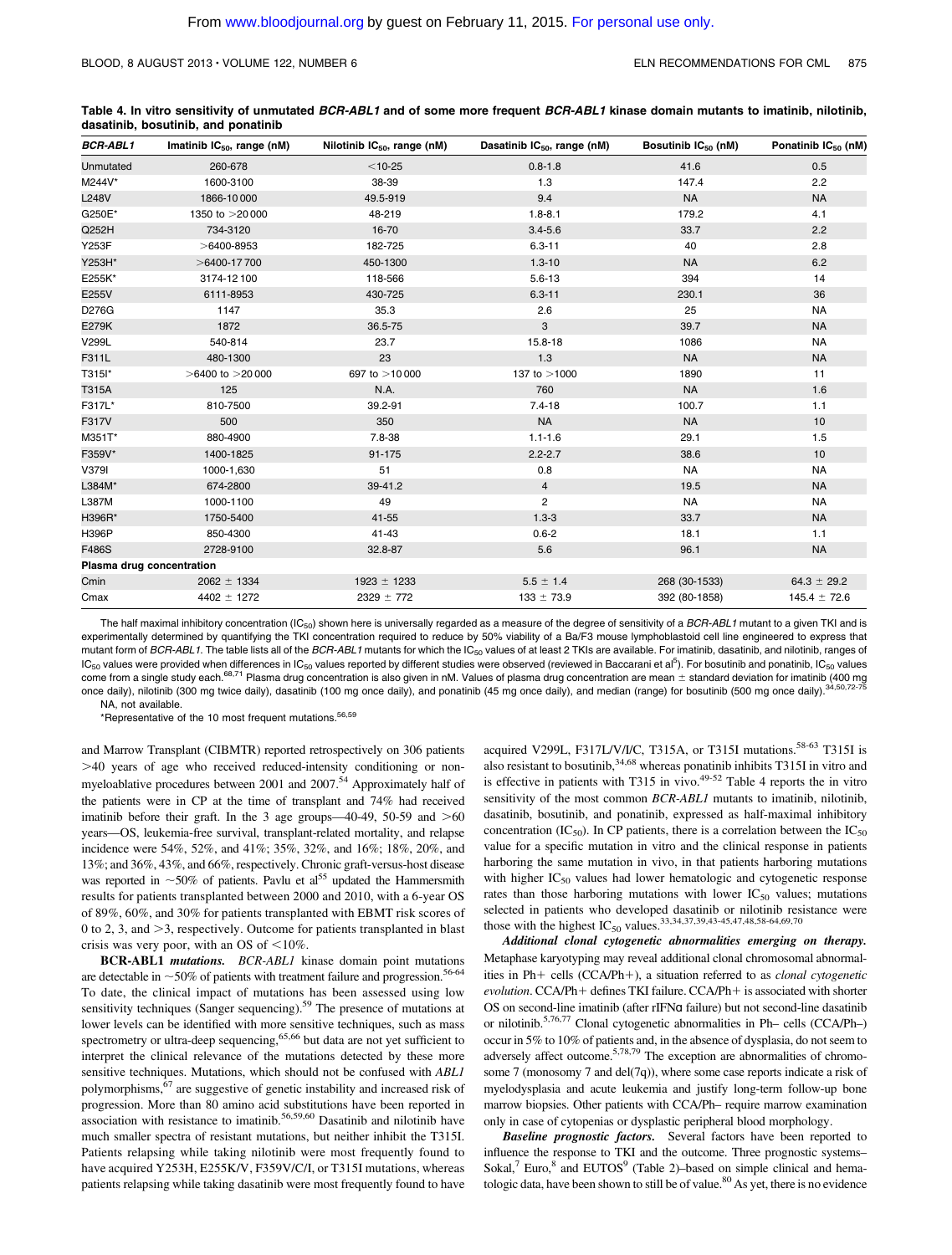**Table 4. In vitro sensitivity of unmutated *BCR-ABL1* and of some more frequent *BCR-ABL1* kinase domain mutants to imatinib, nilotinib, dasatinib, bosutinib, and ponatinib**

| *BCR-ABL1* | Imatinib $IC_{50}$, range (nM) | Nilotinib $IC_{50}$, range (nM) | Dasatinib $IC_{50}$, range (nM) | Bosutinib $IC_{50}$ (nM) | Ponatinib $IC_{50}$ (nM) |
|---|---|---|---|---|---|
| Unmutated | 260-678 | <10-25 | 0.8-1.8 | 41.6 | 0.5 |
| M244V* | 1600-3100 | 38-39 | 1.3 | 147.4 | 2.2 |
| L248V | 1866-10 000 | 49.5-919 | 9.4 | NA | NA |
| G250E* | 1350 to >20 000 | 48-219 | 1.8-8.1 | 179.2 | 4.1 |
| Q252H | 734-3120 | 16-70 | 3.4-5.6 | 33.7 | 2.2 |
| Y253F | >6400-8953 | 182-725 | 6.3-11 | 40 | 2.8 |
| Y253H* | >6400-17 700 | 450-1300 | 1.3-10 | NA | 6.2 |
| E255K* | 3174-12 100 | 118-566 | 5.6-13 | 394 | 14 |
| E255V | 6111-8953 | 430-725 | 6.3-11 | 230.1 | 36 |
| D276G | 1147 | 35.3 | 2.6 | 25 | NA |
| E279K | 1872 | 36.5-75 | 3 | 39.7 | NA |
| V299L | 540-814 | 23.7 | 15.8-18 | 1086 | NA |
| F311L | 480-1300 | 23 | 1.3 | NA | NA |
| T315I* | >6400 to >20 000 | 697 to >10 000 | 137 to >1000 | 1890 | 11 |
| T315A | 125 | N.A. | 760 | NA | 1.6 |
| F317L* | 810-7500 | 39.2-91 | 7.4-18 | 100.7 | 1.1 |
| F317V | 500 | 350 | NA | NA | 10 |
| M351T* | 880-4900 | 7.8-38 | 1.1-1.6 | 29.1 | 1.5 |
| F359V* | 1400-1825 | 91-175 | 2.2-2.7 | 38.6 | 10 |
| V379I | 1000-1,630 | 51 | 0.8 | NA | NA |
| L384M* | 674-2800 | 39-41.2 | 4 | 19.5 | NA |
| L387M | 1000-1100 | 49 | 2 | NA | NA |
| H396R* | 1750-5400 | 41-55 | 1.3-3 | 33.7 | NA |
| H396P | 850-4300 | 41-43 | 0.6-2 | 18.1 | 1.1 |
| F486S | 2728-9100 | 32.8-87 | 5.6 | 96.1 | NA |
| **Plasma drug concentration** | | | | | |
| Cmin | 2062 ± 1334 | 1923 ± 1233 | 5.5 ± 1.4 | 268 (30-1533) | 64.3 ± 29.2 |
| Cmax | 4402 ± 1272 | 2329 ± 772 | 133 ± 73.9 | 392 (80-1858) | 145.4 ± 72.6 |

The half maximal inhibitory concentration ($IC_{50}$) shown here is universally regarded as a measure of the degree of sensitivity of a *BCR-ABL1* mutant to a given TKI and is experimentally determined by quantifying the TKI concentration required to reduce by 50% viability of a Ba/F3 mouse lymphoblastoid cell line engineered to express that mutant form of *BCR-ABL1*. The table lists all of the *BCR-ABL1* mutants for which the $IC_{50}$ values of at least 2 TKIs are available. For imatinib, dasatinib, and nilotinib, ranges of $IC_{50}$ values were provided when differences in $IC_{50}$ values reported by different studies were observed (reviewed in Baccarani et al[5]). For bosutinib and ponatinib, $IC_{50}$ values come from a single study each.[68,71] Plasma drug concentration is also given in nM. Values of plasma drug concentration are mean ± standard deviation for imatinib (400 mg once daily), nilotinib (300 mg twice daily), dasatinib (100 mg once daily), and ponatinib (45 mg once daily), and median (range) for bosutinib (500 mg once daily).[34,50,72-75]

NA, not available.

*Representative of the 10 most frequent mutations.[56,59]

and Marrow Transplant (CIBMTR) reported retrospectively on 306 patients >40 years of age who received reduced-intensity conditioning or nonmyeloablative procedures between 2001 and 2007.[54] Approximately half of the patients were in CP at the time of transplant and 74% had received imatinib before their graft. In the 3 age groups—40-49, 50-59 and >60 years—OS, leukemia-free survival, transplant-related mortality, and relapse incidence were 54%, 52%, and 41%; 35%, 32%, and 16%; 18%, 20%, and 13%; and 36%, 43%, and 66%, respectively. Chronic graft-versus-host disease was reported in ~50% of patients. Pavlu et al[55] updated the Hammersmith results for patients transplanted between 2000 and 2010, with a 6-year OS of 89%, 60%, and 30% for patients transplanted with EBMT risk scores of 0 to 2, 3, and >3, respectively. Outcome for patients transplanted in blast crisis was very poor, with an OS of <10%.

**BCR-ABL1 *mutations.*** *BCR-ABL1* kinase domain point mutations are detectable in ~50% of patients with treatment failure and progression.[56-64] To date, the clinical impact of mutations has been assessed using low sensitivity techniques (Sanger sequencing).[59] The presence of mutations at lower levels can be identified with more sensitive techniques, such as mass spectrometry or ultra-deep sequencing,[65,66] but data are not yet sufficient to interpret the clinical relevance of the mutations detected by these more sensitive techniques. Mutations, which should not be confused with *ABL1* polymorphisms,[67] are suggestive of genetic instability and increased risk of progression. More than 80 amino acid substitutions have been reported in association with resistance to imatinib.[56,59,60] Dasatinib and nilotinib have much smaller spectra of resistant mutations, but neither inhibit the T315I. Patients relapsing while taking nilotinib were most frequently found to have acquired Y253H, E255K/V, F359V/C/I, or T315I mutations, whereas patients relapsing while taking dasatinib were most frequently found to have acquired V299L, F317L/V/I/C, T315A, or T315I mutations.[58-63] T315I is also resistant to bosutinib,[34,68] whereas ponatinib inhibits T315I in vitro and is effective in patients with T315 in vivo.[49-52] Table 4 reports the in vitro sensitivity of the most common *BCR-ABL1* mutants to imatinib, nilotinib, dasatinib, bosutinib, and ponatinib, expressed as half-maximal inhibitory concentration ($IC_{50}$). In CP patients, there is a correlation between the $IC_{50}$ value for a specific mutation in vitro and the clinical response in patients harboring the same mutation in vivo, in that patients harboring mutations with higher $IC_{50}$ values had lower hematologic and cytogenetic response rates than those harboring mutations with lower $IC_{50}$ values; mutations selected in patients who developed dasatinib or nilotinib resistance were those with the highest $IC_{50}$ values.[33,34,37,39,43-45,47,48,58-64,69,70]

***Additional clonal cytogenetic abnormalities emerging on therapy.*** Metaphase karyotyping may reveal additional clonal chromosomal abnormalities in Ph+ cells (CCA/Ph+), a situation referred to as *clonal cytogenetic evolution*. CCA/Ph+ defines TKI failure. CCA/Ph+ is associated with shorter OS on second-line imatinib (after rIFNα failure) but not second-line dasatinib or nilotinib.[5,76,77] Clonal cytogenetic abnormalities in Ph– cells (CCA/Ph–) occur in 5% to 10% of patients and, in the absence of dysplasia, do not seem to adversely affect outcome.[5,78,79] The exception are abnormalities of chromosome 7 (monosomy 7 and del(7q)), where some case reports indicate a risk of myelodysplasia and acute leukemia and justify long-term follow-up bone marrow biopsies. Other patients with CCA/Ph– require marrow examination only in case of cytopenias or dysplastic peripheral blood morphology.

***Baseline prognostic factors.*** Several factors have been reported to influence the response to TKI and the outcome. Three prognostic systems–Sokal,[7] Euro,[8] and EUTOS[9] (Table 2)–based on simple clinical and hematologic data, have been shown to still be of value.[80] As yet, there is no evidence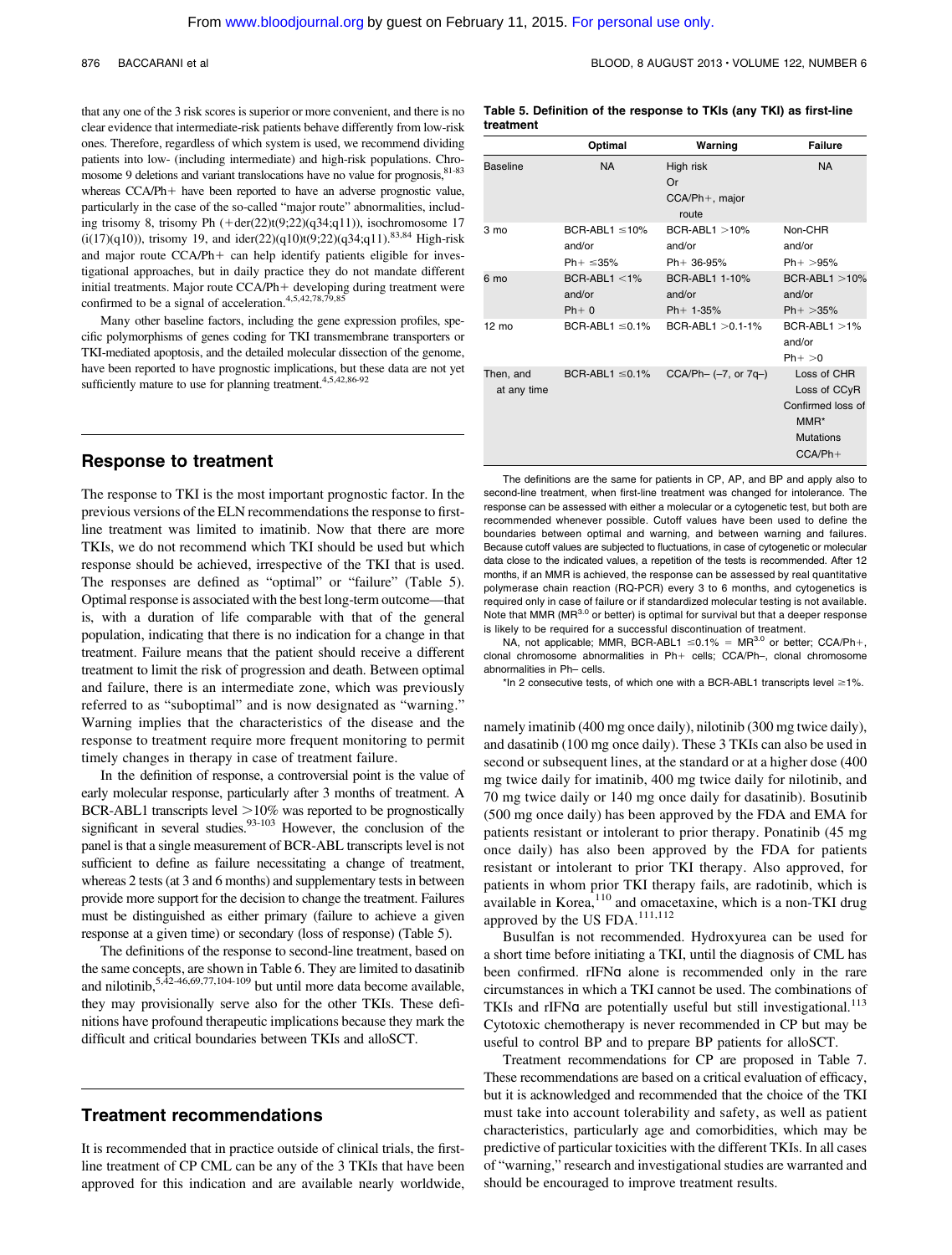that any one of the 3 risk scores is superior or more convenient, and there is no clear evidence that intermediate-risk patients behave differently from low-risk ones. Therefore, regardless of which system is used, we recommend dividing patients into low- (including intermediate) and high-risk populations. Chromosome 9 deletions and variant translocations have no value for prognosis,[81-83] whereas CCA/Ph+ have been reported to have an adverse prognostic value, particularly in the case of the so-called "major route" abnormalities, including trisomy 8, trisomy Ph (+der(22)t(9;22)(q34;q11)), isochromosome 17 (i(17)(q10)), trisomy 19, and ider(22)(q10)t(9;22)(q34;q11).[83,84] High-risk and major route CCA/Ph+ can help identify patients eligible for investigational approaches, but in daily practice they do not mandate different initial treatments. Major route CCA/Ph+ developing during treatment were confirmed to be a signal of acceleration.[4,5,42,78,79,85]

Many other baseline factors, including the gene expression profiles, specific polymorphisms of genes coding for TKI transmembrane transporters or TKI-mediated apoptosis, and the detailed molecular dissection of the genome, have been reported to have prognostic implications, but these data are not yet sufficiently mature to use for planning treatment.[4,5,42,86-92]

## Response to treatment

The response to TKI is the most important prognostic factor. In the previous versions of the ELN recommendations the response to first-line treatment was limited to imatinib. Now that there are more TKIs, we do not recommend which TKI should be used but which response should be achieved, irrespective of the TKI that is used. The responses are defined as "optimal" or "failure" (Table 5). Optimal response is associated with the best long-term outcome—that is, with a duration of life comparable with that of the general population, indicating that there is no indication for a change in that treatment. Failure means that the patient should receive a different treatment to limit the risk of progression and death. Between optimal and failure, there is an intermediate zone, which was previously referred to as "suboptimal" and is now designated as "warning." Warning implies that the characteristics of the disease and the response to treatment require more frequent monitoring to permit timely changes in therapy in case of treatment failure.

In the definition of response, a controversial point is the value of early molecular response, particularly after 3 months of treatment. A BCR-ABL1 transcripts level >10% was reported to be prognostically significant in several studies.[93-103] However, the conclusion of the panel is that a single measurement of BCR-ABL transcripts level is not sufficient to define as failure necessitating a change of treatment, whereas 2 tests (at 3 and 6 months) and supplementary tests in between provide more support for the decision to change the treatment. Failures must be distinguished as either primary (failure to achieve a given response at a given time) or secondary (loss of response) (Table 5).

The definitions of the response to second-line treatment, based on the same concepts, are shown in Table 6. They are limited to dasatinib and nilotinib,[5,42-46,69,77,104-109] but until more data become available, they may provisionally serve also for the other TKIs. These definitions have profound therapeutic implications because they mark the difficult and critical boundaries between TKIs and alloSCT.

**Table 5. Definition of the response to TKIs (any TKI) as first-line treatment**

| | Optimal | Warning | Failure |
|---|---|---|---|
| Baseline | NA | High risk Or CCA/Ph+, major route | NA |
| 3 mo | BCR-ABL1 ≤10% and/or Ph+ ≤35% | BCR-ABL1 >10% and/or Ph+ 36-95% | Non-CHR and/or Ph+ >95% |
| 6 mo | BCR-ABL1 <1% and/or Ph+ 0 | BCR-ABL1 1-10% and/or Ph+ 1-35% | BCR-ABL1 >10% and/or Ph+ >35% |
| 12 mo | BCR-ABL1 ≤0.1% | BCR-ABL1 >0.1-1% | BCR-ABL1 >1% and/or Ph+ >0 |
| Then, and at any time | BCR-ABL1 ≤0.1% | CCA/Ph– (–7, or 7q–) | Loss of CHR Loss of CCyR Confirmed loss of MMR* Mutations CCA/Ph+ |

The definitions are the same for patients in CP, AP, and BP and apply also to second-line treatment, when first-line treatment was changed for intolerance. The response can be assessed with either a molecular or a cytogenetic test, but both are recommended whenever possible. Cutoff values have been used to define the boundaries between optimal and warning, and between warning and failures. Because cutoff values are subjected to fluctuations, in case of cytogenetic or molecular data close to the indicated values, a repetition of the tests is recommended. After 12 months, if an MMR is achieved, the response can be assessed by real quantitative polymerase chain reaction (RQ-PCR) every 3 to 6 months, and cytogenetics is required only in case of failure or if standardized molecular testing is not available. Note that MMR ($MR^{3.0}$ or better) is optimal for survival but that a deeper response is likely to be required for a successful discontinuation of treatment.

NA, not applicable; MMR, BCR-ABL1 ≤0.1% = $MR^{3.0}$ or better; CCA/Ph+, clonal chromosome abnormalities in Ph+ cells; CCA/Ph–, clonal chromosome abnormalities in Ph– cells.

*In 2 consecutive tests, of which one with a BCR-ABL1 transcripts level ≥1%.

## Treatment recommendations

It is recommended that in practice outside of clinical trials, the first-line treatment of CP CML can be any of the 3 TKIs that have been approved for this indication and are available nearly worldwide, namely imatinib (400 mg once daily), nilotinib (300 mg twice daily), and dasatinib (100 mg once daily). These 3 TKIs can also be used in second or subsequent lines, at the standard or at a higher dose (400 mg twice daily for imatinib, 400 mg twice daily for nilotinib, and 70 mg twice daily or 140 mg once daily for dasatinib). Bosutinib (500 mg once daily) has been approved by the FDA and EMA for patients resistant or intolerant to prior therapy. Ponatinib (45 mg once daily) has also been approved by the FDA for patients resistant or intolerant to prior TKI therapy. Also approved, for patients in whom prior TKI therapy fails, are radotinib, which is available in Korea,[110] and omacetaxine, which is a non-TKI drug approved by the US FDA.[111,112]

Busulfan is not recommended. Hydroxyurea can be used for a short time before initiating a TKI, until the diagnosis of CML has been confirmed. rIFNα alone is recommended only in the rare circumstances in which a TKI cannot be used. The combinations of TKIs and rIFNα are potentially useful but still investigational.[113] Cytotoxic chemotherapy is never recommended in CP but may be useful to control BP and to prepare BP patients for alloSCT.

Treatment recommendations for CP are proposed in Table 7. These recommendations are based on a critical evaluation of efficacy, but it is acknowledged and recommended that the choice of the TKI must take into account tolerability and safety, as well as patient characteristics, particularly age and comorbidities, which may be predictive of particular toxicities with the different TKIs. In all cases of "warning," research and investigational studies are warranted and should be encouraged to improve treatment results.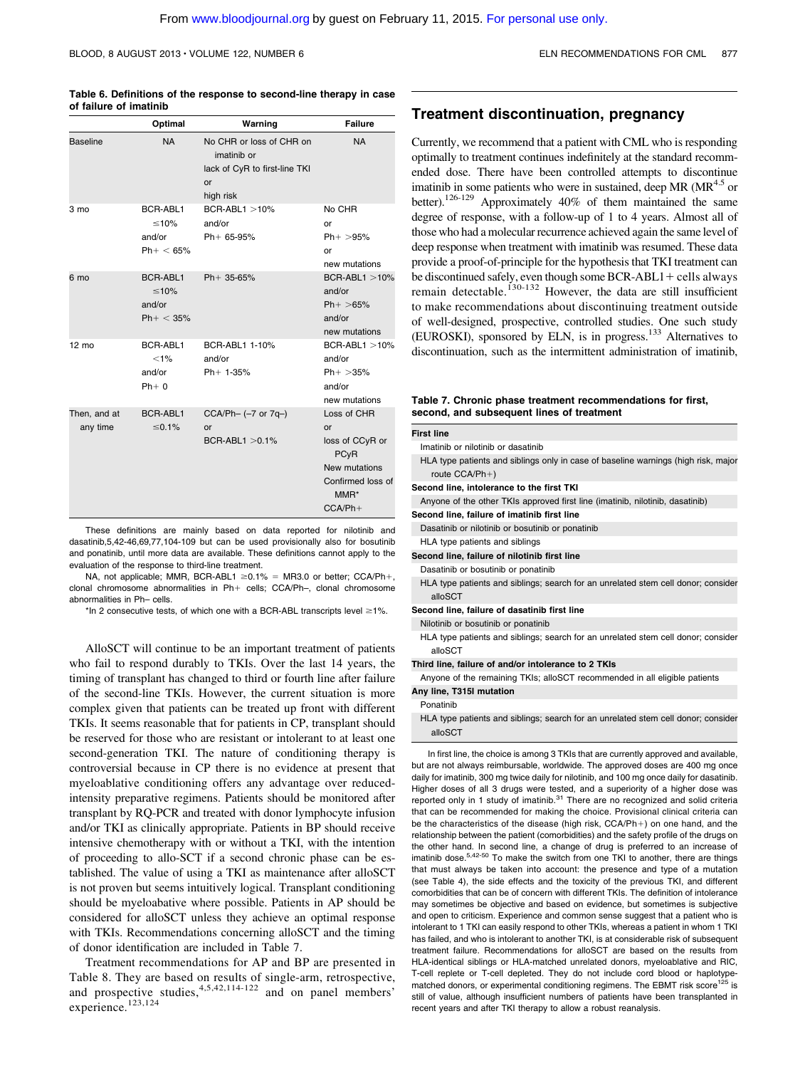**Table 6. Definitions of the response to second-line therapy in case of failure of imatinib**

| | Optimal | Warning | Failure |
|---|---|---|---|
| Baseline | NA | No CHR or loss of CHR on imatinib or lack of CyR to first-line TKI or high risk | NA |
| 3 mo | BCR-ABL1 ≤10% and/or Ph+ < 65% | BCR-ABL1 >10% and/or Ph+ 65-95% | No CHR or Ph+ >95% or new mutations |
| 6 mo | BCR-ABL1 ≤10% and/or Ph+ < 35% | Ph+ 35-65% | BCR-ABL1 >10% and/or Ph+ >65% and/or new mutations |
| 12 mo | BCR-ABL1 <1% and/or Ph+ 0 | BCR-ABL1 1-10% and/or Ph+ 1-35% | BCR-ABL1 >10% and/or Ph+ >35% and/or new mutations |
| Then, and at any time | BCR-ABL1 ≤0.1% | CCA/Ph– (–7 or 7q–) or BCR-ABL1 >0.1% | Loss of CHR or loss of CCyR or PCyR New mutations Confirmed loss of MMR* CCA/Ph+ |

These definitions are mainly based on data reported for nilotinib and dasatinib,5,42-46,69,77,104-109 but can be used provisionally also for bosutinib and ponatinib, until more data are available. These definitions cannot apply to the evaluation of the response to third-line treatment.

NA, not applicable; MMR, BCR-ABL1 ≥0.1% = MR3.0 or better; CCA/Ph+, clonal chromosome abnormalities in Ph+ cells; CCA/Ph–, clonal chromosome abnormalities in Ph– cells.

*In 2 consecutive tests, of which one with a BCR-ABL transcripts level ≥1%.

AlloSCT will continue to be an important treatment of patients who fail to respond durably to TKIs. Over the last 14 years, the timing of transplant has changed to third or fourth line after failure of the second-line TKIs. However, the current situation is more complex given that patients can be treated up front with different TKIs. It seems reasonable that for patients in CP, transplant should be reserved for those who are resistant or intolerant to at least one second-generation TKI. The nature of conditioning therapy is controversial because in CP there is no evidence at present that myeloablative conditioning offers any advantage over reduced-intensity preparative regimens. Patients should be monitored after transplant by RQ-PCR and treated with donor lymphocyte infusion and/or TKI as clinically appropriate. Patients in BP should receive intensive chemotherapy with or without a TKI, with the intention of proceeding to allo-SCT if a second chronic phase can be established. The value of using a TKI as maintenance after alloSCT is not proven but seems intuitively logical. Transplant conditioning should be myeloabative where possible. Patients in AP should be considered for alloSCT unless they achieve an optimal response with TKIs. Recommendations concerning alloSCT and the timing of donor identification are included in Table 7.

Treatment recommendations for AP and BP are presented in Table 8. They are based on results of single-arm, retrospective, and prospective studies,[4,5,42,114-122] and on panel members' experience.[123,124]

## Treatment discontinuation, pregnancy

Currently, we recommend that a patient with CML who is responding optimally to treatment continues indefinitely at the standard recommended dose. There have been controlled attempts to discontinue imatinib in some patients who were in sustained, deep MR ($MR^{4.5}$ or better).[126-129] Approximately 40% of them maintained the same degree of response, with a follow-up of 1 to 4 years. Almost all of those who had a molecular recurrence achieved again the same level of deep response when treatment with imatinib was resumed. These data provide a proof-of-principle for the hypothesis that TKI treatment can be discontinued safely, even though some BCR-ABL1+ cells always remain detectable.[130-132] However, the data are still insufficient to make recommendations about discontinuing treatment outside of well-designed, prospective, controlled studies. One such study (EUROSKI), sponsored by ELN, is in progress.[133] Alternatives to discontinuation, such as the intermittent administration of imatinib,

**Table 7. Chronic phase treatment recommendations for first, second, and subsequent lines of treatment**

| |
|---|
| **First line** |
| Imatinib or nilotinib or dasatinib |
| HLA type patients and siblings only in case of baseline warnings (high risk, major route CCA/Ph+) |
| **Second line, intolerance to the first TKI** |
| Anyone of the other TKIs approved first line (imatinib, nilotinib, dasatinib) |
| **Second line, failure of imatinib first line** |
| Dasatinib or nilotinib or bosutinib or ponatinib |
| HLA type patients and siblings |
| **Second line, failure of nilotinib first line** |
| Dasatinib or bosutinib or ponatinib |
| HLA type patients and siblings; search for an unrelated stem cell donor; consider alloSCT |
| **Second line, failure of dasatinib first line** |
| Nilotinib or bosutinib or ponatinib |
| HLA type patients and siblings; search for an unrelated stem cell donor; consider alloSCT |
| **Third line, failure of and/or intolerance to 2 TKIs** |
| Anyone of the remaining TKIs; alloSCT recommended in all eligible patients |
| **Any line, T315I mutation** |
| Ponatinib |
| HLA type patients and siblings; search for an unrelated stem cell donor; consider alloSCT |

In first line, the choice is among 3 TKIs that are currently approved and available, but are not always reimbursable, worldwide. The approved doses are 400 mg once daily for imatinib, 300 mg twice daily for nilotinib, and 100 mg once daily for dasatinib. Higher doses of all 3 drugs were tested, and a superiority of a higher dose was reported only in 1 study of imatinib.[31] There are no recognized and solid criteria that can be recommended for making the choice. Provisional clinical criteria can be the characteristics of the disease (high risk, CCA/Ph+) on one hand, and the relationship between the patient (comorbidities) and the safety profile of the drugs on the other hand. In second line, a change of drug is preferred to an increase of imatinib dose.[5,42-50] To make the switch from one TKI to another, there are things that must always be taken into account: the presence and type of a mutation (see Table 4), the side effects and the toxicity of the previous TKI, and different comorbidities that can be of concern with different TKIs. The definition of intolerance may sometimes be objective and based on evidence, but sometimes is subjective and open to criticism. Experience and common sense suggest that a patient who is intolerant to 1 TKI can easily respond to other TKIs, whereas a patient in whom 1 TKI has failed, and who is intolerant to another TKI, is at considerable risk of subsequent treatment failure. Recommendations for alloSCT are based on the results from HLA-identical siblings or HLA-matched unrelated donors, myeloablative and RIC, T-cell replete or T-cell depleted. They do not include cord blood or haplotype-matched donors, or experimental conditioning regimens. The EBMT risk score[125] is still of value, although insufficient numbers of patients have been transplanted in recent years and after TKI therapy to allow a robust reanalysis.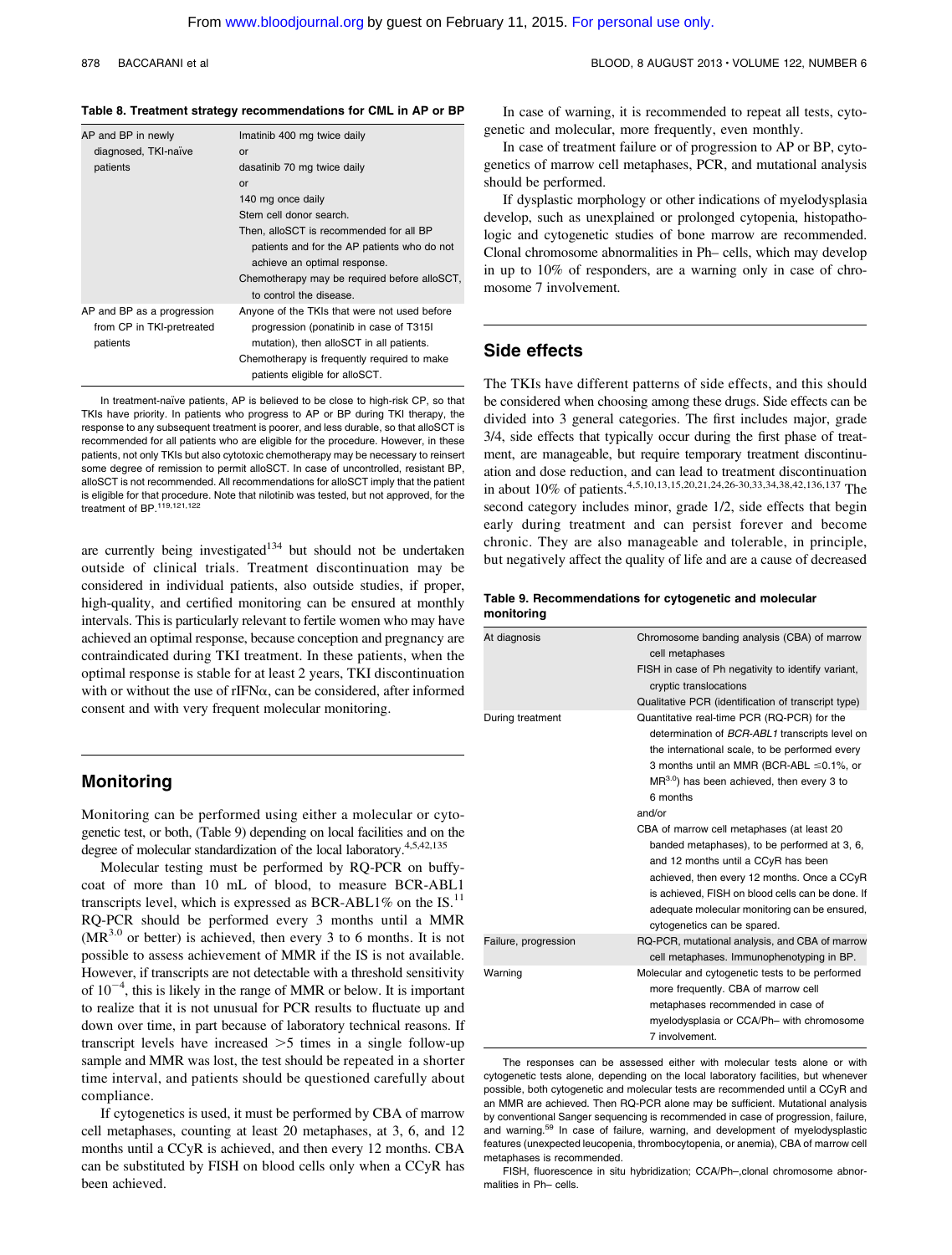**Table 8. Treatment strategy recommendations for CML in AP or BP**

| | |
|---|---|
| AP and BP in newly diagnosed, TKI-naïve patients | Imatinib 400 mg twice daily<br>or<br>dasatinib 70 mg twice daily<br>or<br>140 mg once daily<br>Stem cell donor search.<br>Then, alloSCT is recommended for all BP patients and for the AP patients who do not achieve an optimal response.<br>Chemotherapy may be required before alloSCT, to control the disease. |
| AP and BP as a progression from CP in TKI-pretreated patients | Anyone of the TKIs that were not used before progression (ponatinib in case of T315I mutation), then alloSCT in all patients.<br>Chemotherapy is frequently required to make patients eligible for alloSCT. |

In treatment-naïve patients, AP is believed to be close to high-risk CP, so that TKIs have priority. In patients who progress to AP or BP during TKI therapy, the response to any subsequent treatment is poorer, and less durable, so that alloSCT is recommended for all patients who are eligible for the procedure. However, in these patients, not only TKIs but also cytotoxic chemotherapy may be necessary to reinsert some degree of remission to permit alloSCT. In case of uncontrolled, resistant BP, alloSCT is not recommended. All recommendations for alloSCT imply that the patient is eligible for that procedure. Note that nilotinib was tested, but not approved, for the treatment of BP.[119,121,122]

are currently being investigated[134] but should not be undertaken outside of clinical trials. Treatment discontinuation may be considered in individual patients, also outside studies, if proper, high-quality, and certified monitoring can be ensured at monthly intervals. This is particularly relevant to fertile women who may have achieved an optimal response, because conception and pregnancy are contraindicated during TKI treatment. In these patients, when the optimal response is stable for at least 2 years, TKI discontinuation with or without the use of rIFNα, can be considered, after informed consent and with very frequent molecular monitoring.

## Monitoring

Monitoring can be performed using either a molecular or cytogenetic test, or both, (Table 9) depending on local facilities and on the degree of molecular standardization of the local laboratory.[4,5,42,135]

Molecular testing must be performed by RQ-PCR on buffy-coat of more than 10 mL of blood, to measure BCR-ABL1 transcripts level, which is expressed as BCR-ABL1% on the IS.[11] RQ-PCR should be performed every 3 months until a MMR ($MR^{3.0}$ or better) is achieved, then every 3 to 6 months. It is not possible to assess achievement of MMR if the IS is not available. However, if transcripts are not detectable with a threshold sensitivity of $10^{-4}$, this is likely in the range of MMR or below. It is important to realize that it is not unusual for PCR results to fluctuate up and down over time, in part because of laboratory technical reasons. If transcript levels have increased >5 times in a single follow-up sample and MMR was lost, the test should be repeated in a shorter time interval, and patients should be questioned carefully about compliance.

If cytogenetics is used, it must be performed by CBA of marrow cell metaphases, counting at least 20 metaphases, at 3, 6, and 12 months until a CCyR is achieved, and then every 12 months. CBA can be substituted by FISH on blood cells only when a CCyR has been achieved.

In case of warning, it is recommended to repeat all tests, cytogenetic and molecular, more frequently, even monthly.

In case of treatment failure or of progression to AP or BP, cytogenetics of marrow cell metaphases, PCR, and mutational analysis should be performed.

If dysplastic morphology or other indications of myelodysplasia develop, such as unexplained or prolonged cytopenia, histopathologic and cytogenetic studies of bone marrow are recommended. Clonal chromosome abnormalities in Ph– cells, which may develop in up to 10% of responders, are a warning only in case of chromosome 7 involvement.

## Side effects

The TKIs have different patterns of side effects, and this should be considered when choosing among these drugs. Side effects can be divided into 3 general categories. The first includes major, grade 3/4, side effects that typically occur during the first phase of treatment, are manageable, but require temporary treatment discontinuation and dose reduction, and can lead to treatment discontinuation in about 10% of patients.[4,5,10,13,15,20,21,24,26-30,33,34,38,42,136,137] The second category includes minor, grade 1/2, side effects that begin early during treatment and can persist forever and become chronic. They are also manageable and tolerable, in principle, but negatively affect the quality of life and are a cause of decreased

**Table 9. Recommendations for cytogenetic and molecular monitoring**

| | |
|---|---|
| At diagnosis | Chromosome banding analysis (CBA) of marrow cell metaphases<br>FISH in case of Ph negativity to identify variant, cryptic translocations<br>Qualitative PCR (identification of transcript type) |
| During treatment | Quantitative real-time PCR (RQ-PCR) for the determination of *BCR-ABL1* transcripts level on the international scale, to be performed every 3 months until an MMR (BCR-ABL ≤0.1%, or $MR^{3.0}$) has been achieved, then every 3 to 6 months<br>and/or<br>CBA of marrow cell metaphases (at least 20 banded metaphases), to be performed at 3, 6, and 12 months until a CCyR has been achieved, then every 12 months. Once a CCyR is achieved, FISH on blood cells can be done. If adequate molecular monitoring can be ensured, cytogenetics can be spared. |
| Failure, progression | RQ-PCR, mutational analysis, and CBA of marrow cell metaphases. Immunophenotyping in BP. |
| Warning | Molecular and cytogenetic tests to be performed more frequently. CBA of marrow cell metaphases recommended in case of myelodysplasia or CCA/Ph– with chromosome 7 involvement. |

The responses can be assessed either with molecular tests alone or with cytogenetic tests alone, depending on the local laboratory facilities, but whenever possible, both cytogenetic and molecular tests are recommended until a CCyR and an MMR are achieved. Then RQ-PCR alone may be sufficient. Mutational analysis by conventional Sanger sequencing is recommended in case of progression, failure, and warning.[59] In case of failure, warning, and development of myelodysplastic features (unexpected leucopenia, thrombocytopenia, or anemia), CBA of marrow cell metaphases is recommended.

FISH, fluorescence in situ hybridization; CCA/Ph–,clonal chromosome abnormalities in Ph– cells.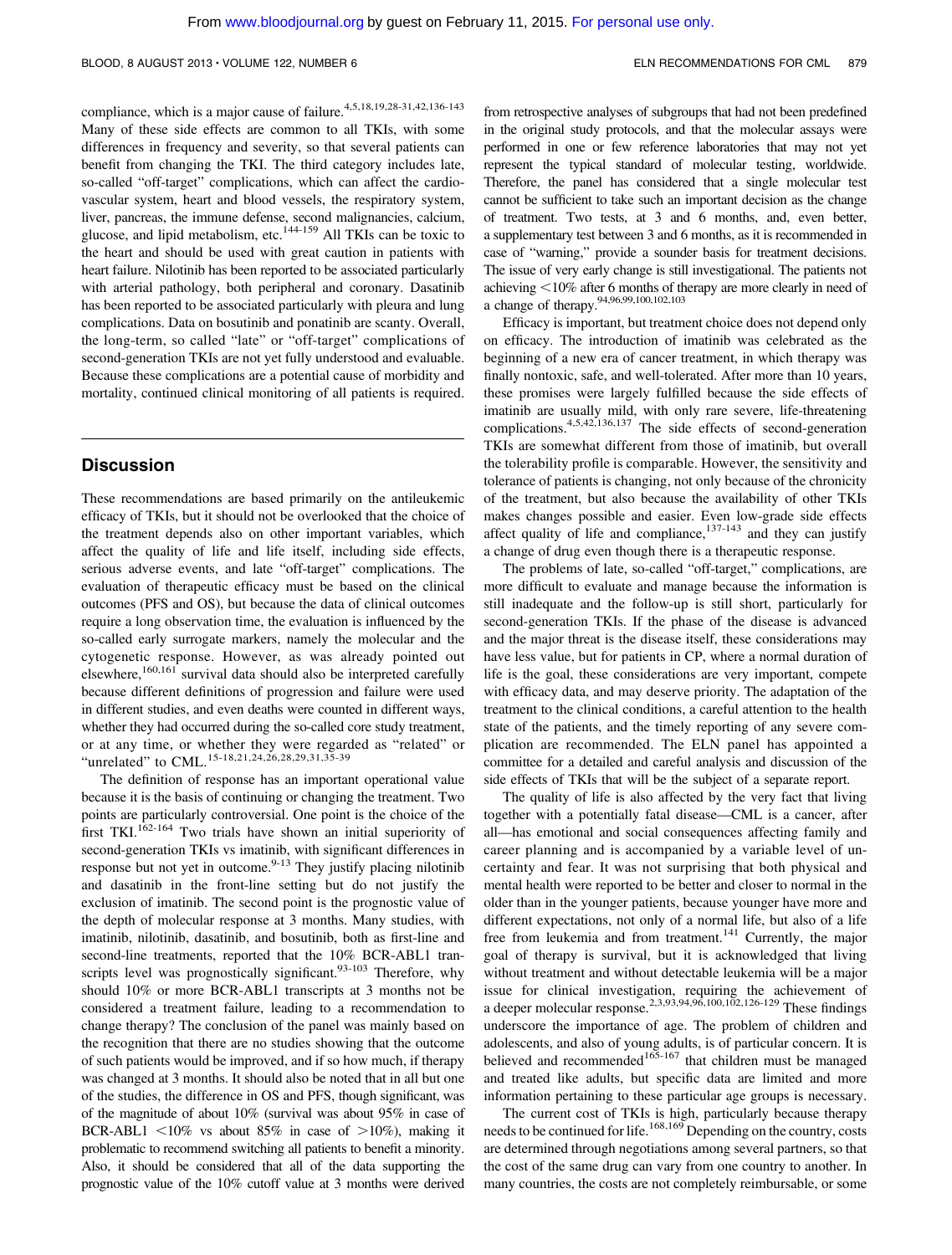compliance, which is a major cause of failure.[4,5,18,19,28-31,42,136-143] Many of these side effects are common to all TKIs, with some differences in frequency and severity, so that several patients can benefit from changing the TKI. The third category includes late, so-called "off-target" complications, which can affect the cardiovascular system, heart and blood vessels, the respiratory system, liver, pancreas, the immune defense, second malignancies, calcium, glucose, and lipid metabolism, etc.[144-159] All TKIs can be toxic to the heart and should be used with great caution in patients with heart failure. Nilotinib has been reported to be associated particularly with arterial pathology, both peripheral and coronary. Dasatinib has been reported to be associated particularly with pleura and lung complications. Data on bosutinib and ponatinib are scanty. Overall, the long-term, so called "late" or "off-target" complications of second-generation TKIs are not yet fully understood and evaluable. Because these complications are a potential cause of morbidity and mortality, continued clinical monitoring of all patients is required.

## Discussion

These recommendations are based primarily on the antileukemic efficacy of TKIs, but it should not be overlooked that the choice of the treatment depends also on other important variables, which affect the quality of life and life itself, including side effects, serious adverse events, and late "off-target" complications. The evaluation of therapeutic efficacy must be based on the clinical outcomes (PFS and OS), but because the data of clinical outcomes require a long observation time, the evaluation is influenced by the so-called early surrogate markers, namely the molecular and the cytogenetic response. However, as was already pointed out elsewhere,[160,161] survival data should also be interpreted carefully because different definitions of progression and failure were used in different studies, and even deaths were counted in different ways, whether they had occurred during the so-called core study treatment, or at any time, or whether they were regarded as "related" or "unrelated" to CML.[15-18,21,24,26,28,29,31,35-39]

The definition of response has an important operational value because it is the basis of continuing or changing the treatment. Two points are particularly controversial. One point is the choice of the first TKI.[162-164] Two trials have shown an initial superiority of second-generation TKIs vs imatinib, with significant differences in response but not yet in outcome.[9-13] They justify placing nilotinib and dasatinib in the front-line setting but do not justify the exclusion of imatinib. The second point is the prognostic value of the depth of molecular response at 3 months. Many studies, with imatinib, nilotinib, dasatinib, and bosutinib, both as first-line and second-line treatments, reported that the 10% BCR-ABL1 transcripts level was prognostically significant.[93-103] Therefore, why should 10% or more BCR-ABL1 transcripts at 3 months not be considered a treatment failure, leading to a recommendation to change therapy? The conclusion of the panel was mainly based on the recognition that there are no studies showing that the outcome of such patients would be improved, and if so how much, if therapy was changed at 3 months. It should also be noted that in all but one of the studies, the difference in OS and PFS, though significant, was of the magnitude of about 10% (survival was about 95% in case of BCR-ABL1 <10% vs about 85% in case of >10%), making it problematic to recommend switching all patients to benefit a minority. Also, it should be considered that all of the data supporting the prognostic value of the 10% cutoff value at 3 months were derived from retrospective analyses of subgroups that had not been predefined in the original study protocols, and that the molecular assays were performed in one or few reference laboratories that may not yet represent the typical standard of molecular testing, worldwide. Therefore, the panel has considered that a single molecular test cannot be sufficient to take such an important decision as the change of treatment. Two tests, at 3 and 6 months, and, even better, a supplementary test between 3 and 6 months, as it is recommended in case of "warning," provide a sounder basis for treatment decisions. The issue of very early change is still investigational. The patients not achieving <10% after 6 months of therapy are more clearly in need of a change of therapy.[94,96,99,100,102,103]

Efficacy is important, but treatment choice does not depend only on efficacy. The introduction of imatinib was celebrated as the beginning of a new era of cancer treatment, in which therapy was finally nontoxic, safe, and well-tolerated. After more than 10 years, these promises were largely fulfilled because the side effects of imatinib are usually mild, with only rare severe, life-threatening complications.[4,5,42,136,137] The side effects of second-generation TKIs are somewhat different from those of imatinib, but overall the tolerability profile is comparable. However, the sensitivity and tolerance of patients is changing, not only because of the chronicity of the treatment, but also because the availability of other TKIs makes changes possible and easier. Even low-grade side effects affect quality of life and compliance,[137-143] and they can justify a change of drug even though there is a therapeutic response.

The problems of late, so-called "off-target," complications, are more difficult to evaluate and manage because the information is still inadequate and the follow-up is still short, particularly for second-generation TKIs. If the phase of the disease is advanced and the major threat is the disease itself, these considerations may have less value, but for patients in CP, where a normal duration of life is the goal, these considerations are very important, compete with efficacy data, and may deserve priority. The adaptation of the treatment to the clinical conditions, a careful attention to the health state of the patients, and the timely reporting of any severe complication are recommended. The ELN panel has appointed a committee for a detailed and careful analysis and discussion of the side effects of TKIs that will be the subject of a separate report.

The quality of life is also affected by the very fact that living together with a potentially fatal disease—CML is a cancer, after all—has emotional and social consequences affecting family and career planning and is accompanied by a variable level of uncertainty and fear. It was not surprising that both physical and mental health were reported to be better and closer to normal in the older than in the younger patients, because younger have more and different expectations, not only of a normal life, but also of a life free from leukemia and from treatment.[141] Currently, the major goal of therapy is survival, but it is acknowledged that living without treatment and without detectable leukemia will be a major issue for clinical investigation, requiring the achievement of a deeper molecular response.[2,3,93,94,96,100,102,126-129] These findings underscore the importance of age. The problem of children and adolescents, and also of young adults, is of particular concern. It is believed and recommended[165-167] that children must be managed and treated like adults, but specific data are limited and more information pertaining to these particular age groups is necessary.

The current cost of TKIs is high, particularly because therapy needs to be continued for life.[168,169] Depending on the country, costs are determined through negotiations among several partners, so that the cost of the same drug can vary from one country to another. In many countries, the costs are not completely reimbursable, or some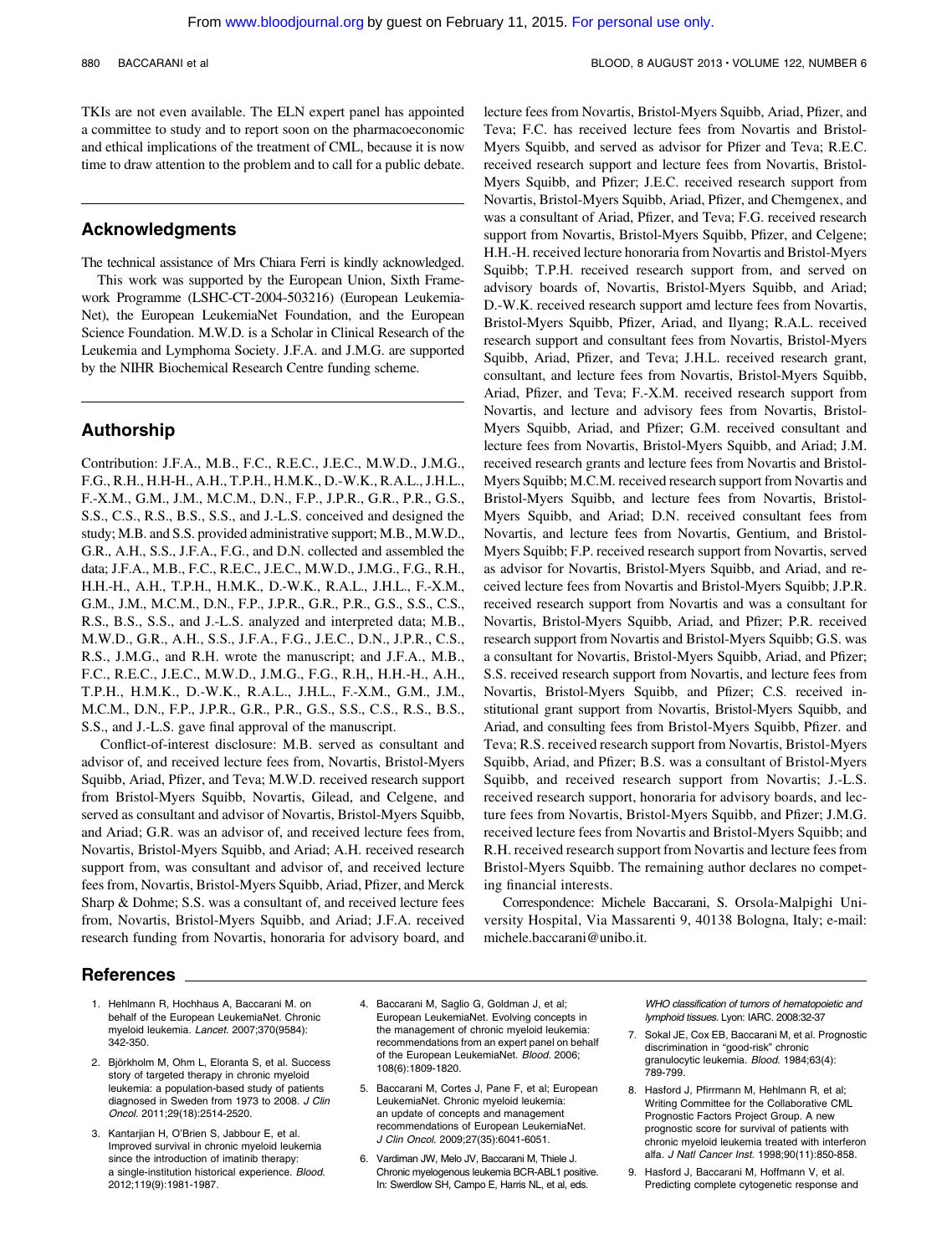TKIs are not even available. The ELN expert panel has appointed a committee to study and to report soon on the pharmacoeconomic and ethical implications of the treatment of CML, because it is now time to draw attention to the problem and to call for a public debate.

## Acknowledgments

The technical assistance of Mrs Chiara Ferri is kindly acknowledged.

This work was supported by the European Union, Sixth Framework Programme (LSHC-CT-2004-503216) (European LeukemiaNet), the European LeukemiaNet Foundation, and the European Science Foundation. M.W.D. is a Scholar in Clinical Research of the Leukemia and Lymphoma Society. J.F.A. and J.M.G. are supported by the NIHR Biochemical Research Centre funding scheme.

## Authorship

Contribution: J.F.A., M.B., F.C., R.E.C., J.E.C., M.W.D., J.M.G., F.G., R.H., H.H-H., A.H., T.P.H., H.M.K., D.-W.K., R.A.L., J.H.L., F.-X.M., G.M., J.M., M.C.M., D.N., F.P., J.P.R., G.R., P.R., G.S., S.S., C.S., R.S., B.S., S.S., and J.-L.S. conceived and designed the study; M.B. and S.S. provided administrative support; M.B., M.W.D., G.R., A.H., S.S., J.F.A., F.G., and D.N. collected and assembled the data; J.F.A., M.B., F.C., R.E.C., J.E.C., M.W.D., J.M.G., F.G., R.H., H.H.-H., A.H., T.P.H., H.M.K., D.-W.K., R.A.L., J.H.L., F.-X.M., G.M., J.M., M.C.M., D.N., F.P., J.P.R., G.R., P.R., G.S., S.S., C.S., R.S., B.S., S.S., and J.-L.S. analyzed and interpreted data; M.B., M.W.D., G.R., A.H., S.S., J.F.A., F.G., J.E.C., D.N., J.P.R., C.S., R.S., J.M.G., and R.H. wrote the manuscript; and J.F.A., M.B., F.C., R.E.C., J.E.C., M.W.D., J.M.G., F.G., R.H,, H.H.-H., A.H., T.P.H., H.M.K., D.-W.K., R.A.L., J.H.L., F.-X.M., G.M., J.M., M.C.M., D.N., F.P., J.P.R., G.R., P.R., G.S., S.S., C.S., R.S., B.S., S.S., and J.-L.S. gave final approval of the manuscript.

Conflict-of-interest disclosure: M.B. served as consultant and advisor of, and received lecture fees from, Novartis, Bristol-Myers Squibb, Ariad, Pfizer, and Teva; M.W.D. received research support from Bristol-Myers Squibb, Novartis, Gilead, and Celgene, and served as consultant and advisor of Novartis, Bristol-Myers Squibb, and Ariad; G.R. was an advisor of, and received lecture fees from, Novartis, Bristol-Myers Squibb, and Ariad; A.H. received research support from, was consultant and advisor of, and received lecture fees from Novartis, Bristol-Myers Squibb, Ariad, Pfizer, and Merck Sharp & Dohme; S.S. was a consultant of, and received lecture fees from, Novartis, Bristol-Myers Squibb, and Ariad; J.F.A. received research funding from Novartis, honoraria for advisory board, and lecture fees from Novartis, Bristol-Myers Squibb, Ariad, Pfizer, and Teva; F.C. has received lecture fees from Novartis and Bristol-Myers Squibb, and served as advisor for Pfizer and Teva; R.E.C. received research support and lecture fees from Novartis, Bristol-Myers Squibb, and Pfizer; J.E.C. received research support from Novartis, Bristol-Myers Squibb, Ariad, Pfizer, and Chemgenex, and was a consultant of Ariad, Pfizer, and Teva; F.G. received research support from Novartis, Bristol-Myers Squibb, Pfizer, and Celgene; H.H.-H. received lecture honoraria from Novartis and Bristol-Myers Squibb; T.P.H. received research support from, and served on advisory boards of, Novartis, Bristol-Myers Squibb, and Ariad; D.-W.K. received research support amd lecture fees from Novartis, Bristol-Myers Squibb, Pfizer, Ariad, and Ilyang; R.A.L. received research support and consultant fees from Novartis, Bristol-Myers Squibb, Ariad, Pfizer, and Teva; J.H.L. received research grant, consultant, and lecture fees from Novartis, Bristol-Myers Squibb, Ariad, Pfizer, and Teva; F.-X.M. received research support from Novartis, and lecture and advisory fees from Novartis, Bristol-Myers Squibb, Ariad, and Pfizer; G.M. received consultant and lecture fees from Novartis, Bristol-Myers Squibb, and Ariad; J.M. received research grants and lecture fees from Novartis and Bristol-Myers Squibb; M.C.M. received research support from Novartis and Bristol-Myers Squibb, and lecture fees from Novartis, Bristol-Myers Squibb, and Ariad; D.N. received consultant fees from Novartis, and lecture fees from Novartis, Gentium, and Bristol-Myers Squibb; F.P. received research support from Novartis, served as advisor for Novartis, Bristol-Myers Squibb, and Ariad, and received lecture fees from Novartis and Bristol-Myers Squibb; J.P.R. received research support from Novartis and was a consultant for Novartis, Bristol-Myers Squibb, Ariad, and Pfizer; P.R. received research support from Novartis and Bristol-Myers Squibb; G.S. was a consultant for Novartis, Bristol-Myers Squibb, Ariad, and Pfizer; S.S. received research support from Novartis, and lecture fees from Novartis, Bristol-Myers Squibb, and Pfizer; C.S. received institutional grant support from Novartis, Bristol-Myers Squibb, and Ariad, and consulting fees from Bristol-Myers Squibb, Pfizer. and Teva; R.S. received research support from Novartis, Bristol-Myers Squibb, Ariad, and Pfizer; B.S. was a consultant of Bristol-Myers Squibb, and received research support from Novartis; J.-L.S. received research support, honoraria for advisory boards, and lecture fees from Novartis, Bristol-Myers Squibb, and Pfizer; J.M.G. received lecture fees from Novartis and Bristol-Myers Squibb; and R.H. received research support from Novartis and lecture fees from Bristol-Myers Squibb. The remaining author declares no competing financial interests.

Correspondence: Michele Baccarani, S. Orsola-Malpighi University Hospital, Via Massarenti 9, 40138 Bologna, Italy; e-mail: michele.baccarani@unibo.it.

## References

1. Hehlmann R, Hochhaus A, Baccarani M. on behalf of the European LeukemiaNet. Chronic myeloid leukemia. *Lancet*. 2007;370(9584): 342-350.
2. Björkholm M, Ohm L, Eloranta S, et al. Success story of targeted therapy in chronic myeloid leukemia: a population-based study of patients diagnosed in Sweden from 1973 to 2008. *J Clin Oncol*. 2011;29(18):2514-2520.
3. Kantarjian H, O'Brien S, Jabbour E, et al. Improved survival in chronic myeloid leukemia since the introduction of imatinib therapy: a single-institution historical experience. *Blood*. 2012;119(9):1981-1987.
4. Baccarani M, Saglio G, Goldman J, et al; European LeukemiaNet. Evolving concepts in the management of chronic myeloid leukemia: recommendations from an expert panel on behalf of the European LeukemiaNet. *Blood*. 2006; 108(6):1809-1820.
5. Baccarani M, Cortes J, Pane F, et al; European LeukemiaNet. Chronic myeloid leukemia: an update of concepts and management recommendations of European LeukemiaNet. *J Clin Oncol*. 2009;27(35):6041-6051.
6. Vardiman JW, Melo JV, Baccarani M, Thiele J. Chronic myelogenous leukemia BCR-ABL1 positive. In: Swerdlow SH, Campo E, Harris NL, et al, eds. *WHO classification of tumors of hematopoietic and lymphoid tissues*. Lyon: IARC. 2008:32-37
7. Sokal JE, Cox EB, Baccarani M, et al. Prognostic discrimination in "good-risk" chronic granulocytic leukemia. *Blood*. 1984;63(4): 789-799.
8. Hasford J, Pfirrmann M, Hehlmann R, et al; Writing Committee for the Collaborative CML Prognostic Factors Project Group. A new prognostic score for survival of patients with chronic myeloid leukemia treated with interferon alfa. *J Natl Cancer Inst*. 1998;90(11):850-858.
9. Hasford J, Baccarani M, Hoffmann V, et al. Predicting complete cytogenetic response and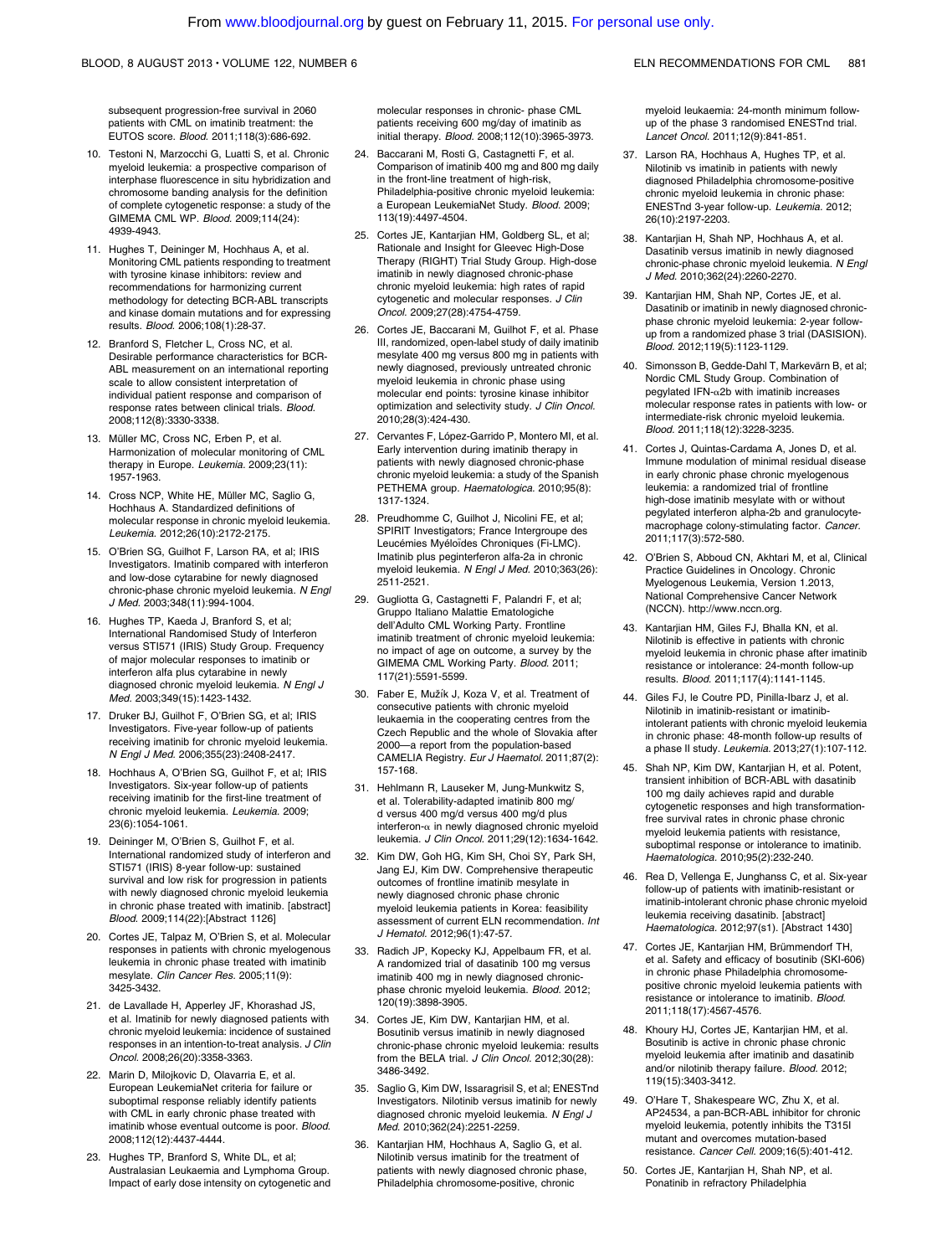subsequent progression-free survival in 2060 patients with CML on imatinib treatment: the EUTOS score. *Blood.* 2011;118(3):686-692.

10. Testoni N, Marzocchi G, Luatti S, et al. Chronic myeloid leukemia: a prospective comparison of interphase fluorescence in situ hybridization and chromosome banding analysis for the definition of complete cytogenetic response: a study of the GIMEMA CML WP. *Blood.* 2009;114(24): 4939-4943.
11. Hughes T, Deininger M, Hochhaus A, et al. Monitoring CML patients responding to treatment with tyrosine kinase inhibitors: review and recommendations for harmonizing current methodology for detecting BCR-ABL transcripts and kinase domain mutations and for expressing results. *Blood.* 2006;108(1):28-37.
12. Branford S, Fletcher L, Cross NC, et al. Desirable performance characteristics for BCR-ABL measurement on an international reporting scale to allow consistent interpretation of individual patient response and comparison of response rates between clinical trials. *Blood.* 2008;112(8):3330-3338.
13. Müller MC, Cross NC, Erben P, et al. Harmonization of molecular monitoring of CML therapy in Europe. *Leukemia.* 2009;23(11): 1957-1963.
14. Cross NCP, White HE, Müller MC, Saglio G, Hochhaus A. Standardized definitions of molecular response in chronic myeloid leukemia. *Leukemia.* 2012;26(10):2172-2175.
15. O'Brien SG, Guilhot F, Larson RA, et al; IRIS Investigators. Imatinib compared with interferon and low-dose cytarabine for newly diagnosed chronic-phase chronic myeloid leukemia. *N Engl J Med.* 2003;348(11):994-1004.
16. Hughes TP, Kaeda J, Branford S, et al; International Randomised Study of Interferon versus STI571 (IRIS) Study Group. Frequency of major molecular responses to imatinib or interferon alfa plus cytarabine in newly diagnosed chronic myeloid leukemia. *N Engl J Med.* 2003;349(15):1423-1432.
17. Druker BJ, Guilhot F, O'Brien SG, et al; IRIS Investigators. Five-year follow-up of patients receiving imatinib for chronic myeloid leukemia. *N Engl J Med.* 2006;355(23):2408-2417.
18. Hochhaus A, O'Brien SG, Guilhot F, et al; IRIS Investigators. Six-year follow-up of patients receiving imatinib for the first-line treatment of chronic myeloid leukemia. *Leukemia.* 2009; 23(6):1054-1061.
19. Deininger M, O'Brien S, Guilhot F, et al. International randomized study of interferon and STI571 (IRIS) 8-year follow-up: sustained survival and low risk for progression in patients with newly diagnosed chronic myeloid leukemia in chronic phase treated with imatinib. [abstract] *Blood.* 2009;114(22):[Abstract 1126]
20. Cortes JE, Talpaz M, O'Brien S, et al. Molecular responses in patients with chronic myelogenous leukemia in chronic phase treated with imatinib mesylate. *Clin Cancer Res.* 2005;11(9): 3425-3432.
21. de Lavallade H, Apperley JF, Khorashad JS, et al. Imatinib for newly diagnosed patients with chronic myeloid leukemia: incidence of sustained responses in an intention-to-treat analysis. *J Clin Oncol.* 2008;26(20):3358-3363.
22. Marin D, Milojkovic D, Olavarria E, et al. European LeukemiaNet criteria for failure or suboptimal response reliably identify patients with CML in early chronic phase treated with imatinib whose eventual outcome is poor. *Blood.* 2008;112(12):4437-4444.
23. Hughes TP, Branford S, White DL, et al; Australasian Leukaemia and Lymphoma Group. Impact of early dose intensity on cytogenetic and molecular responses in chronic- phase CML patients receiving 600 mg/day of imatinib as initial therapy. *Blood.* 2008;112(10):3965-3973.
24. Baccarani M, Rosti G, Castagnetti F, et al. Comparison of imatinib 400 mg and 800 mg daily in the front-line treatment of high-risk, Philadelphia-positive chronic myeloid leukemia: a European LeukemiaNet Study. *Blood.* 2009; 113(19):4497-4504.
25. Cortes JE, Kantarjian HM, Goldberg SL, et al; Rationale and Insight for Gleevec High-Dose Therapy (RIGHT) Trial Study Group. High-dose imatinib in newly diagnosed chronic-phase chronic myeloid leukemia: high rates of rapid cytogenetic and molecular responses. *J Clin Oncol.* 2009;27(28):4754-4759.
26. Cortes JE, Baccarani M, Guilhot F, et al. Phase III, randomized, open-label study of daily imatinib mesylate 400 mg versus 800 mg in patients with newly diagnosed, previously untreated chronic myeloid leukemia in chronic phase using molecular end points: tyrosine kinase inhibitor optimization and selectivity study. *J Clin Oncol.* 2010;28(3):424-430.
27. Cervantes F, López-Garrido P, Montero MI, et al. Early intervention during imatinib therapy in patients with newly diagnosed chronic-phase chronic myeloid leukemia: a study of the Spanish PETHEMA group. *Haematologica.* 2010;95(8): 1317-1324.
28. Preudhomme C, Guilhot J, Nicolini FE, et al; SPIRIT Investigators; France Intergroupe des Leucémies Myéloïdes Chroniques (Fi-LMC). Imatinib plus peginterferon alfa-2a in chronic myeloid leukemia. *N Engl J Med.* 2010;363(26): 2511-2521.
29. Gugliotta G, Castagnetti F, Palandri F, et al; Gruppo Italiano Malattie Ematologiche dell'Adulto CML Working Party. Frontline imatinib treatment of chronic myeloid leukemia: no impact of age on outcome, a survey by the GIMEMA CML Working Party. *Blood.* 2011; 117(21):5591-5599.
30. Faber E, Mužík J, Koza V, et al. Treatment of consecutive patients with chronic myeloid leukaemia in the cooperating centres from the Czech Republic and the whole of Slovakia after 2000—a report from the population-based CAMELIA Registry. *Eur J Haematol.* 2011;87(2): 157-168.
31. Hehlmann R, Lauseker M, Jung-Munkwitz S, et al. Tolerability-adapted imatinib 800 mg/d versus 400 mg/d versus 400 mg/d plus interferon-α in newly diagnosed chronic myeloid leukemia. *J Clin Oncol.* 2011;29(12):1634-1642.
32. Kim DW, Goh HG, Kim SH, Choi SY, Park SH, Jang EJ, Kim DW. Comprehensive therapeutic outcomes of frontline imatinib mesylate in newly diagnosed chronic phase chronic myeloid leukemia patients in Korea: feasibility assessment of current ELN recommendation. *Int J Hematol.* 2012;96(1):47-57.
33. Radich JP, Kopecky KJ, Appelbaum FR, et al. A randomized trial of dasatinib 100 mg versus imatinib 400 mg in newly diagnosed chronic-phase chronic myeloid leukemia. *Blood.* 2012; 120(19):3898-3905.
34. Cortes JE, Kim DW, Kantarjian HM, et al. Bosutinib versus imatinib in newly diagnosed chronic-phase chronic myeloid leukemia: results from the BELA trial. *J Clin Oncol.* 2012;30(28): 3486-3492.
35. Saglio G, Kim DW, Issaragrisil S, et al; ENESTnd Investigators. Nilotinib versus imatinib for newly diagnosed chronic myeloid leukemia. *N Engl J Med.* 2010;362(24):2251-2259.
36. Kantarjian HM, Hochhaus A, Saglio G, et al. Nilotinib versus imatinib for the treatment of patients with newly diagnosed chronic phase, Philadelphia chromosome-positive, chronic myeloid leukaemia: 24-month minimum follow-up of the phase 3 randomised ENESTnd trial. *Lancet Oncol.* 2011;12(9):841-851.
37. Larson RA, Hochhaus A, Hughes TP, et al. Nilotinib vs imatinib in patients with newly diagnosed Philadelphia chromosome-positive chronic myeloid leukemia in chronic phase: ENESTnd 3-year follow-up. *Leukemia.* 2012; 26(10):2197-2203.
38. Kantarjian H, Shah NP, Hochhaus A, et al. Dasatinib versus imatinib in newly diagnosed chronic-phase chronic myeloid leukemia. *N Engl J Med.* 2010;362(24):2260-2270.
39. Kantarjian HM, Shah NP, Cortes JE, et al. Dasatinib or imatinib in newly diagnosed chronic-phase chronic myeloid leukemia: 2-year follow-up from a randomized phase 3 trial (DASISION). *Blood.* 2012;119(5):1123-1129.
40. Simonsson B, Gedde-Dahl T, Markevärn B, et al; Nordic CML Study Group. Combination of pegylated IFN-α2b with imatinib increases molecular response rates in patients with low- or intermediate-risk chronic myeloid leukemia. *Blood.* 2011;118(12):3228-3235.
41. Cortes J, Quintas-Cardama A, Jones D, et al. Immune modulation of minimal residual disease in early chronic phase chronic myelogenous leukemia: a randomized trial of frontline high-dose imatinib mesylate with or without pegylated interferon alpha-2b and granulocyte-macrophage colony-stimulating factor. *Cancer.* 2011;117(3):572-580.
42. O'Brien S, Abboud CN, Akhtari M, et al, Clinical Practice Guidelines in Oncology. Chronic Myelogenous Leukemia, Version 1.2013, National Comprehensive Cancer Network (NCCN). http://www.nccn.org.
43. Kantarjian HM, Giles FJ, Bhalla KN, et al. Nilotinib is effective in patients with chronic myeloid leukemia in chronic phase after imatinib resistance or intolerance: 24-month follow-up results. *Blood.* 2011;117(4):1141-1145.
44. Giles FJ, le Coutre PD, Pinilla-Ibarz J, et al. Nilotinib in imatinib-resistant or imatinib-intolerant patients with chronic myeloid leukemia in chronic phase: 48-month follow-up results of a phase II study. *Leukemia.* 2013;27(1):107-112.
45. Shah NP, Kim DW, Kantarjian H, et al. Potent, transient inhibition of BCR-ABL with dasatinib 100 mg daily achieves rapid and durable cytogenetic responses and high transformation-free survival rates in chronic phase chronic myeloid leukemia patients with resistance, suboptimal response or intolerance to imatinib. *Haematologica.* 2010;95(2):232-240.
46. Rea D, Vellenga E, Junghanss C, et al. Six-year follow-up of patients with imatinib-resistant or imatinib-intolerant chronic phase chronic myeloid leukemia receiving dasatinib. [abstract] *Haematologica.* 2012;97(s1). [Abstract 1430]
47. Cortes JE, Kantarjian HM, Brümmendorf TH, et al. Safety and efficacy of bosutinib (SKI-606) in chronic phase Philadelphia chromosome-positive chronic myeloid leukemia patients with resistance or intolerance to imatinib. *Blood.* 2011;118(17):4567-4576.
48. Khoury HJ, Cortes JE, Kantarjian HM, et al. Bosutinib is active in chronic phase chronic myeloid leukemia after imatinib and dasatinib and/or nilotinib therapy failure. *Blood.* 2012; 119(15):3403-3412.
49. O'Hare T, Shakespeare WC, Zhu X, et al. AP24534, a pan-BCR-ABL inhibitor for chronic myeloid leukemia, potently inhibits the T315I mutant and overcomes mutation-based resistance. *Cancer Cell.* 2009;16(5):401-412.
50. Cortes JE, Kantarjian H, Shah NP, et al. Ponatinib in refractory Philadelphia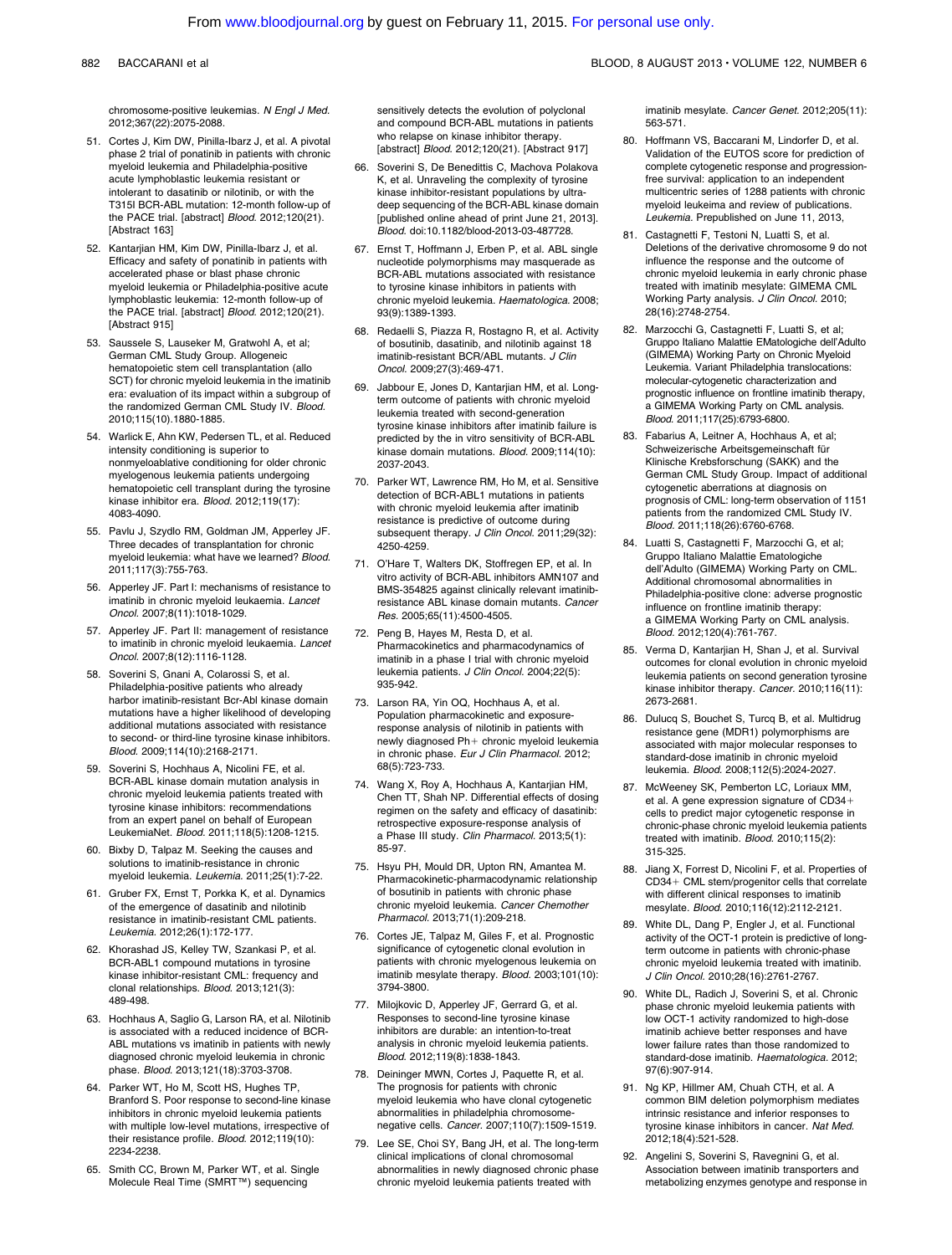chromosome-positive leukemias. *N Engl J Med.* 2012;367(22):2075-2088.

51. Cortes J, Kim DW, Pinilla-Ibarz J, et al. A pivotal phase 2 trial of ponatinib in patients with chronic myeloid leukemia and Philadelphia-positive acute lymphoblastic leukemia resistant or intolerant to dasatinib or nilotinib, or with the T315I BCR-ABL mutation: 12-month follow-up of the PACE trial. [abstract] *Blood.* 2012;120(21). [Abstract 163]

52. Kantarjian HM, Kim DW, Pinilla-Ibarz J, et al. Efficacy and safety of ponatinib in patients with accelerated phase or blast phase chronic myeloid leukemia or Philadelphia-positive acute lymphoblastic leukemia: 12-month follow-up of the PACE trial. [abstract] *Blood.* 2012;120(21). [Abstract 915]

53. Saussele S, Lauseker M, Gratwohl A, et al; German CML Study Group. Allogeneic hematopoietic stem cell transplantation (allo SCT) for chronic myeloid leukemia in the imatinib era: evaluation of its impact within a subgroup of the randomized German CML Study IV. *Blood.* 2010;115(10).1880-1885.

54. Warlick E, Ahn KW, Pedersen TL, et al. Reduced intensity conditioning is superior to nonmyeloablative conditioning for older chronic myelogenous leukemia patients undergoing hematopoietic cell transplant during the tyrosine kinase inhibitor era. *Blood.* 2012;119(17): 4083-4090.

55. Pavlu J, Szydlo RM, Goldman JM, Apperley JF. Three decades of transplantation for chronic myeloid leukemia: what have we learned? *Blood.* 2011;117(3):755-763.

56. Apperley JF. Part I: mechanisms of resistance to imatinib in chronic myeloid leukaemia. *Lancet Oncol.* 2007;8(11):1018-1029.

57. Apperley JF. Part II: management of resistance to imatinib in chronic myeloid leukaemia. *Lancet Oncol.* 2007;8(12):1116-1128.

58. Soverini S, Gnani A, Colarossi S, et al. Philadelphia-positive patients who already harbor imatinib-resistant Bcr-Abl kinase domain mutations have a higher likelihood of developing additional mutations associated with resistance to second- or third-line tyrosine kinase inhibitors. *Blood.* 2009;114(10):2168-2171.

59. Soverini S, Hochhaus A, Nicolini FE, et al. BCR-ABL kinase domain mutation analysis in chronic myeloid leukemia patients treated with tyrosine kinase inhibitors: recommendations from an expert panel on behalf of European LeukemiaNet. *Blood.* 2011;118(5):1208-1215.

60. Bixby D, Talpaz M. Seeking the causes and solutions to imatinib-resistance in chronic myeloid leukemia. *Leukemia.* 2011;25(1):7-22.

61. Gruber FX, Ernst T, Porkka K, et al. Dynamics of the emergence of dasatinib and nilotinib resistance in imatinib-resistant CML patients. *Leukemia.* 2012;26(1):172-177.

62. Khorashad JS, Kelley TW, Szankasi P, et al. BCR-ABL1 compound mutations in tyrosine kinase inhibitor-resistant CML: frequency and clonal relationships. *Blood.* 2013;121(3): 489-498.

63. Hochhaus A, Saglio G, Larson RA, et al. Nilotinib is associated with a reduced incidence of BCR-ABL mutations vs imatinib in patients with newly diagnosed chronic myeloid leukemia in chronic phase. *Blood.* 2013;121(18):3703-3708.

64. Parker WT, Ho M, Scott HS, Hughes TP, Branford S. Poor response to second-line kinase inhibitors in chronic myeloid leukemia patients with multiple low-level mutations, irrespective of their resistance profile. *Blood.* 2012;119(10): 2234-2238.

65. Smith CC, Brown M, Parker WT, et al. Single Molecule Real Time (SMRT™) sequencing sensitively detects the evolution of polyclonal and compound BCR-ABL mutations in patients who relapse on kinase inhibitor therapy. [abstract] *Blood.* 2012;120(21). [Abstract 917]

66. Soverini S, De Benedittis C, Machova Polakova K, et al. Unraveling the complexity of tyrosine kinase inhibitor-resistant populations by ultra-deep sequencing of the BCR-ABL kinase domain [published online ahead of print June 21, 2013]. *Blood.* doi:10.1182/blood-2013-03-487728.

67. Ernst T, Hoffmann J, Erben P, et al. ABL single nucleotide polymorphisms may masquerade as BCR-ABL mutations associated with resistance to tyrosine kinase inhibitors in patients with chronic myeloid leukemia. *Haematologica.* 2008; 93(9):1389-1393.

68. Redaelli S, Piazza R, Rostagno R, et al. Activity of bosutinib, dasatinib, and nilotinib against 18 imatinib-resistant BCR/ABL mutants. *J Clin Oncol.* 2009;27(3):469-471.

69. Jabbour E, Jones D, Kantarjian HM, et al. Long-term outcome of patients with chronic myeloid leukemia treated with second-generation tyrosine kinase inhibitors after imatinib failure is predicted by the in vitro sensitivity of BCR-ABL kinase domain mutations. *Blood.* 2009;114(10): 2037-2043.

70. Parker WT, Lawrence RM, Ho M, et al. Sensitive detection of BCR-ABL1 mutations in patients with chronic myeloid leukemia after imatinib resistance is predictive of outcome during subsequent therapy. *J Clin Oncol.* 2011;29(32): 4250-4259.

71. O'Hare T, Walters DK, Stoffregen EP, et al. In vitro activity of BCR-ABL inhibitors AMN107 and BMS-354825 against clinically relevant imatinib-resistance ABL kinase domain mutants. *Cancer Res.* 2005;65(11):4500-4505.

72. Peng B, Hayes M, Resta D, et al. Pharmacokinetics and pharmacodynamics of imatinib in a phase I trial with chronic myeloid leukemia patients. *J Clin Oncol.* 2004;22(5): 935-942.

73. Larson RA, Yin OQ, Hochhaus A, et al. Population pharmacokinetic and exposure-response analysis of nilotinib in patients with newly diagnosed Ph+ chronic myeloid leukemia in chronic phase. *Eur J Clin Pharmacol.* 2012; 68(5):723-733.

74. Wang X, Roy A, Hochhaus A, Kantarjian HM, Chen TT, Shah NP. Differential effects of dosing regimen on the safety and efficacy of dasatinib: retrospective exposure-response analysis of a Phase III study. *Clin Pharmacol.* 2013;5(1): 85-97.

75. Hsyu PH, Mould DR, Upton RN, Amantea M. Pharmacokinetic-pharmacodynamic relationship of bosutinib in patients with chronic phase chronic myeloid leukemia. *Cancer Chemother Pharmacol.* 2013;71(1):209-218.

76. Cortes JE, Talpaz M, Giles F, et al. Prognostic significance of cytogenetic clonal evolution in patients with chronic myelogenous leukemia on imatinib mesylate therapy. *Blood.* 2003;101(10): 3794-3800.

77. Milojkovic D, Apperley JF, Gerrard G, et al. Responses to second-line tyrosine kinase inhibitors are durable: an intention-to-treat analysis in chronic myeloid leukemia patients. *Blood.* 2012;119(8):1838-1843.

78. Deininger MWN, Cortes J, Paquette R, et al. The prognosis for patients with chronic myeloid leukemia who have clonal cytogenetic abnormalities in philadelphia chromosome-negative cells. *Cancer.* 2007;110(7):1509-1519.

79. Lee SE, Choi SY, Bang JH, et al. The long-term clinical implications of clonal chromosomal abnormalities in newly diagnosed chronic phase chronic myeloid leukemia patients treated with imatinib mesylate. *Cancer Genet.* 2012;205(11): 563-571.

80. Hoffmann VS, Baccarani M, Lindorfer D, et al. Validation of the EUTOS score for prediction of complete cytogenetic response and progression-free survival: application to an independent multicentric series of 1288 patients with chronic myeloid leukeima and review of publications. *Leukemia.* Prepublished on June 11, 2013,

81. Castagnetti F, Testoni N, Luatti S, et al. Deletions of the derivative chromosome 9 do not influence the response and the outcome of chronic myeloid leukemia in early chronic phase treated with imatinib mesylate: GIMEMA CML Working Party analysis. *J Clin Oncol.* 2010; 28(16):2748-2754.

82. Marzocchi G, Castagnetti F, Luatti S, et al; Gruppo Italiano Malattie EMatologiche dell'Adulto (GIMEMA) Working Party on Chronic Myeloid Leukemia. Variant Philadelphia translocations: molecular-cytogenetic characterization and prognostic influence on frontline imatinib therapy, a GIMEMA Working Party on CML analysis. *Blood.* 2011;117(25):6793-6800.

83. Fabarius A, Leitner A, Hochhaus A, et al; Schweizerische Arbeitsgemeinschaft für Klinische Krebsforschung (SAKK) and the German CML Study Group. Impact of additional cytogenetic aberrations at diagnosis on prognosis of CML: long-term observation of 1151 patients from the randomized CML Study IV. *Blood.* 2011;118(26):6760-6768.

84. Luatti S, Castagnetti F, Marzocchi G, et al; Gruppo Italiano Malattie Ematologiche dell'Adulto (GIMEMA) Working Party on CML. Additional chromosomal abnormalities in Philadelphia-positive clone: adverse prognostic influence on frontline imatinib therapy: a GIMEMA Working Party on CML analysis. *Blood.* 2012;120(4):761-767.

85. Verma D, Kantarjian H, Shan J, et al. Survival outcomes for clonal evolution in chronic myeloid leukemia patients on second generation tyrosine kinase inhibitor therapy. *Cancer.* 2010;116(11): 2673-2681.

86. Dulucq S, Bouchet S, Turcq B, et al. Multidrug resistance gene (MDR1) polymorphisms are associated with major molecular responses to standard-dose imatinib in chronic myeloid leukemia. *Blood.* 2008;112(5):2024-2027.

87. McWeeney SK, Pemberton LC, Loriaux MM, et al. A gene expression signature of CD34+ cells to predict major cytogenetic response in chronic-phase chronic myeloid leukemia patients treated with imatinib. *Blood.* 2010;115(2): 315-325.

88. Jiang X, Forrest D, Nicolini F, et al. Properties of CD34+ CML stem/progenitor cells that correlate with different clinical responses to imatinib mesylate. *Blood.* 2010;116(12):2112-2121.

89. White DL, Dang P, Engler J, et al. Functional activity of the OCT-1 protein is predictive of long-term outcome in patients with chronic-phase chronic myeloid leukemia treated with imatinib. *J Clin Oncol.* 2010;28(16):2761-2767.

90. White DL, Radich J, Soverini S, et al. Chronic phase chronic myeloid leukemia patients with low OCT-1 activity randomized to high-dose imatinib achieve better responses and have lower failure rates than those randomized to standard-dose imatinib. *Haematologica.* 2012; 97(6):907-914.

91. Ng KP, Hillmer AM, Chuah CTH, et al. A common BIM deletion polymorphism mediates intrinsic resistance and inferior responses to tyrosine kinase inhibitors in cancer. *Nat Med.* 2012;18(4):521-528.

92. Angelini S, Soverini S, Ravegnini G, et al. Association between imatinib transporters and metabolizing enzymes genotype and response in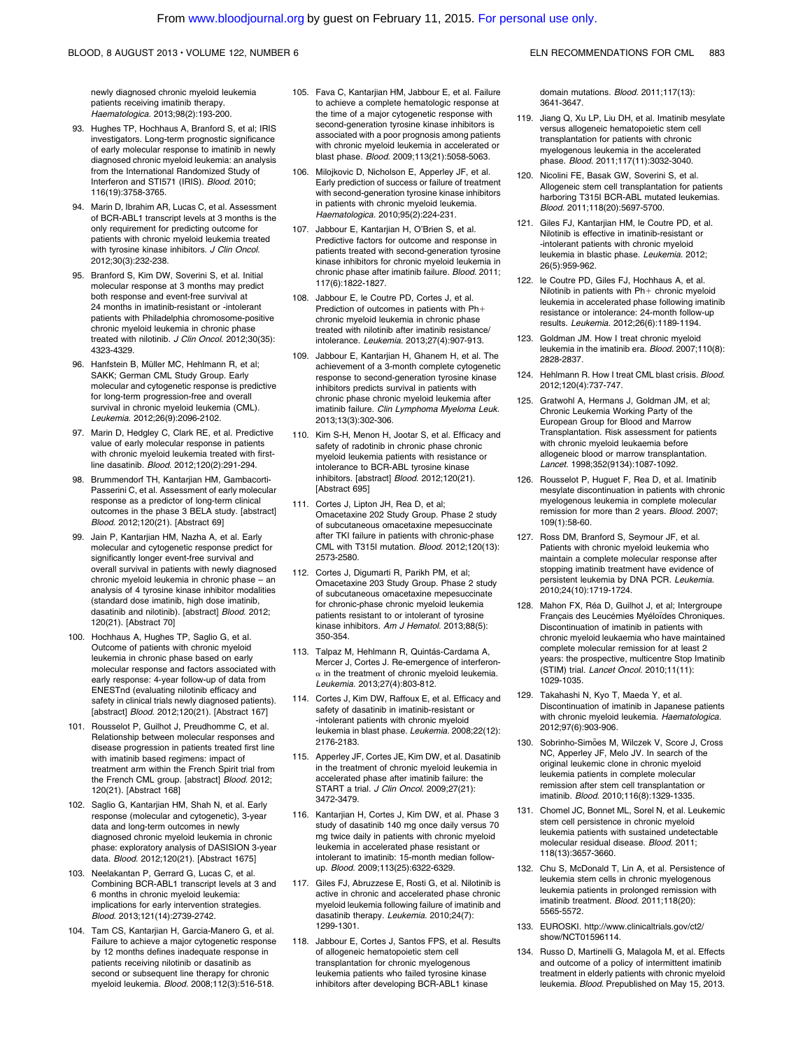newly diagnosed chronic myeloid leukemia patients receiving imatinib therapy. *Haematologica.* 2013;98(2):193-200.

93. Hughes TP, Hochhaus A, Branford S, et al; IRIS investigators. Long-term prognostic significance of early molecular response to imatinib in newly diagnosed chronic myeloid leukemia: an analysis from the International Randomized Study of Interferon and STI571 (IRIS). *Blood.* 2010; 116(19):3758-3765.

94. Marin D, Ibrahim AR, Lucas C, et al. Assessment of BCR-ABL1 transcript levels at 3 months is the only requirement for predicting outcome for patients with chronic myeloid leukemia treated with tyrosine kinase inhibitors. *J Clin Oncol.* 2012;30(3):232-238.

95. Branford S, Kim DW, Soverini S, et al. Initial molecular response at 3 months may predict both response and event-free survival at 24 months in imatinib-resistant or -intolerant patients with Philadelphia chromosome-positive chronic myeloid leukemia in chronic phase treated with nilotinib. *J Clin Oncol.* 2012;30(35): 4323-4329.

96. Hanfstein B, Müller MC, Hehlmann R, et al; SAKK; German CML Study Group. Early molecular and cytogenetic response is predictive for long-term progression-free and overall survival in chronic myeloid leukemia (CML). *Leukemia.* 2012;26(9):2096-2102.

97. Marin D, Hedgley C, Clark RE, et al. Predictive value of early molecular response in patients with chronic myeloid leukemia treated with first-line dasatinib. *Blood.* 2012;120(2):291-294.

98. Brummendorf TH, Kantarjian HM, Gambacorti-Passerini C, et al. Assessment of early molecular response as a predictor of long-term clinical outcomes in the phase 3 BELA study. [abstract] *Blood.* 2012;120(21). [Abstract 69]

99. Jain P, Kantarjian HM, Nazha A, et al. Early molecular and cytogenetic response predict for significantly longer event-free survival and overall survival in patients with newly diagnosed chronic myeloid leukemia in chronic phase – an analysis of 4 tyrosine kinase inhibitor modalities (standard dose imatinib, high dose imatinib, dasatinib and nilotinib). [abstract] *Blood.* 2012; 120(21). [Abstract 70]

100. Hochhaus A, Hughes TP, Saglio G, et al. Outcome of patients with chronic myeloid leukemia in chronic phase based on early molecular response and factors associated with early response: 4-year follow-up of data from ENESTnd (evaluating nilotinib efficacy and safety in clinical trials newly diagnosed patients). [abstract] *Blood.* 2012;120(21). [Abstract 167]

101. Rousselot P, Guilhot J, Preudhomme C, et al. Relationship between molecular responses and disease progression in patients treated first line with imatinib based regimens: impact of treatment arm within the French Spirit trial from the French CML group. [abstract] *Blood.* 2012; 120(21). [Abstract 168]

102. Saglio G, Kantarjian HM, Shah N, et al. Early response (molecular and cytogenetic), 3-year data and long-term outcomes in newly diagnosed chronic myeloid leukemia in chronic phase: exploratory analysis of DASISION 3-year data. *Blood.* 2012;120(21). [Abstract 1675]

103. Neelakantan P, Gerrard G, Lucas C, et al. Combining BCR-ABL1 transcript levels at 3 and 6 months in chronic myeloid leukemia: implications for early intervention strategies. *Blood.* 2013;121(14):2739-2742.

104. Tam CS, Kantarjian H, Garcia-Manero G, et al. Failure to achieve a major cytogenetic response by 12 months defines inadequate response in patients receiving nilotinib or dasatinib as second or subsequent line therapy for chronic myeloid leukemia. *Blood.* 2008;112(3):516-518.

105. Fava C, Kantarjian HM, Jabbour E, et al. Failure to achieve a complete hematologic response at the time of a major cytogenetic response with second-generation tyrosine kinase inhibitors is associated with a poor prognosis among patients with chronic myeloid leukemia in accelerated or blast phase. *Blood.* 2009;113(21):5058-5063.

106. Milojkovic D, Nicholson E, Apperley JF, et al. Early prediction of success or failure of treatment with second-generation tyrosine kinase inhibitors in patients with chronic myeloid leukemia. *Haematologica.* 2010;95(2):224-231.

107. Jabbour E, Kantarjian H, O'Brien S, et al. Predictive factors for outcome and response in patients treated with second-generation tyrosine kinase inhibitors for chronic myeloid leukemia in chronic phase after imatinib failure. *Blood.* 2011; 117(6):1822-1827.

108. Jabbour E, le Coutre PD, Cortes J, et al. Prediction of outcomes in patients with Ph+ chronic myeloid leukemia in chronic phase treated with nilotinib after imatinib resistance/ intolerance. *Leukemia.* 2013;27(4):907-913.

109. Jabbour E, Kantarjian H, Ghanem H, et al. The achievement of a 3-month complete cytogenetic response to second-generation tyrosine kinase inhibitors predicts survival in patients with chronic phase chronic myeloid leukemia after imatinib failure. *Clin Lymphoma Myeloma Leuk.* 2013;13(3):302-306.

110. Kim S-H, Menon H, Jootar S, et al. Efficacy and safety of radotinib in chronic phase chronic myeloid leukemia patients with resistance or intolerance to BCR-ABL tyrosine kinase inhibitors. [abstract] *Blood.* 2012;120(21). [Abstract 695]

111. Cortes J, Lipton JH, Rea D, et al; Omacetaxine 202 Study Group. Phase 2 study of subcutaneous omacetaxine mepesuccinate after TKI failure in patients with chronic-phase CML with T315I mutation. *Blood.* 2012;120(13): 2573-2580.

112. Cortes J, Digumarti R, Parikh PM, et al; Omacetaxine 203 Study Group. Phase 2 study of subcutaneous omacetaxine mepesuccinate for chronic-phase chronic myeloid leukemia patients resistant to or intolerant of tyrosine kinase inhibitors. *Am J Hematol.* 2013;88(5): 350-354.

113. Talpaz M, Hehlmann R, Quintás-Cardama A, Mercer J, Cortes J. Re-emergence of interferon-α in the treatment of chronic myeloid leukemia. *Leukemia.* 2013;27(4):803-812.

114. Cortes J, Kim DW, Raffoux E, et al. Efficacy and safety of dasatinib in imatinib-resistant or -intolerant patients with chronic myeloid leukemia in blast phase. *Leukemia.* 2008;22(12): 2176-2183.

115. Apperley JF, Cortes JE, Kim DW, et al. Dasatinib in the treatment of chronic myeloid leukemia in accelerated phase after imatinib failure: the START a trial. *J Clin Oncol.* 2009;27(21): 3472-3479.

116. Kantarjian H, Cortes J, Kim DW, et al. Phase 3 study of dasatinib 140 mg once daily versus 70 mg twice daily in patients with chronic myeloid leukemia in accelerated phase resistant or intolerant to imatinib: 15-month median follow-up. *Blood.* 2009;113(25):6322-6329.

117. Giles FJ, Abruzzese E, Rosti G, et al. Nilotinib is active in chronic and accelerated phase chronic myeloid leukemia following failure of imatinib and dasatinib therapy. *Leukemia.* 2010;24(7): 1299-1301.

118. Jabbour E, Cortes J, Santos FPS, et al. Results of allogeneic hematopoietic stem cell transplantation for chronic myelogenous leukemia patients who failed tyrosine kinase inhibitors after developing BCR-ABL1 kinase domain mutations. *Blood.* 2011;117(13): 3641-3647.

119. Jiang Q, Xu LP, Liu DH, et al. Imatinib mesylate versus allogeneic hematopoietic stem cell transplantation for patients with chronic myelogenous leukemia in the accelerated phase. *Blood.* 2011;117(11):3032-3040.

120. Nicolini FE, Basak GW, Soverini S, et al. Allogeneic stem cell transplantation for patients harboring T315I BCR-ABL mutated leukemias. *Blood.* 2011;118(20):5697-5700.

121. Giles FJ, Kantarjian HM, le Coutre PD, et al. Nilotinib is effective in imatinib-resistant or -intolerant patients with chronic myeloid leukemia in blastic phase. *Leukemia.* 2012; 26(5):959-962.

122. le Coutre PD, Giles FJ, Hochhaus A, et al. Nilotinib in patients with Ph+ chronic myeloid leukemia in accelerated phase following imatinib resistance or intolerance: 24-month follow-up results. *Leukemia.* 2012;26(6):1189-1194.

123. Goldman JM. How I treat chronic myeloid leukemia in the imatinib era. *Blood.* 2007;110(8): 2828-2837.

124. Hehlmann R. How I treat CML blast crisis. *Blood.* 2012;120(4):737-747.

125. Gratwohl A, Hermans J, Goldman JM, et al; Chronic Leukemia Working Party of the European Group for Blood and Marrow Transplantation. Risk assessment for patients with chronic myeloid leukaemia before allogeneic blood or marrow transplantation. *Lancet.* 1998;352(9134):1087-1092.

126. Rousselot P, Huguet F, Rea D, et al. Imatinib mesylate discontinuation in patients with chronic myelogenous leukemia in complete molecular remission for more than 2 years. *Blood.* 2007; 109(1):58-60.

127. Ross DM, Branford S, Seymour JF, et al. Patients with chronic myeloid leukemia who maintain a complete molecular response after stopping imatinib treatment have evidence of persistent leukemia by DNA PCR. *Leukemia.* 2010;24(10):1719-1724.

128. Mahon FX, Réa D, Guilhot J, et al; Intergroupe Français des Leucémies Myéloïdes Chroniques. Discontinuation of imatinib in patients with chronic myeloid leukaemia who have maintained complete molecular remission for at least 2 years: the prospective, multicentre Stop Imatinib (STIM) trial. *Lancet Oncol.* 2010;11(11): 1029-1035.

129. Takahashi N, Kyo T, Maeda Y, et al. Discontinuation of imatinib in Japanese patients with chronic myeloid leukemia. *Haematologica.* 2012;97(6):903-906.

130. Sobrinho-Simões M, Wilczek V, Score J, Cross NC, Apperley JF, Melo JV. In search of the original leukemic clone in chronic myeloid leukemia patients in complete molecular remission after stem cell transplantation or imatinib. *Blood.* 2010;116(8):1329-1335.

131. Chomel JC, Bonnet ML, Sorel N, et al. Leukemic stem cell persistence in chronic myeloid leukemia patients with sustained undetectable molecular residual disease. *Blood.* 2011; 118(13):3657-3660.

132. Chu S, McDonald T, Lin A, et al. Persistence of leukemia stem cells in chronic myelogenous leukemia patients in prolonged remission with imatinib treatment. *Blood.* 2011;118(20): 5565-5572.

133. EUROSKI. http://www.clinicaltrials.gov/ct2/show/NCT01596114.

134. Russo D, Martinelli G, Malagola M, et al. Effects and outcome of a policy of intermittent imatinib treatment in elderly patients with chronic myeloid leukemia. *Blood.* Prepublished on May 15, 2013.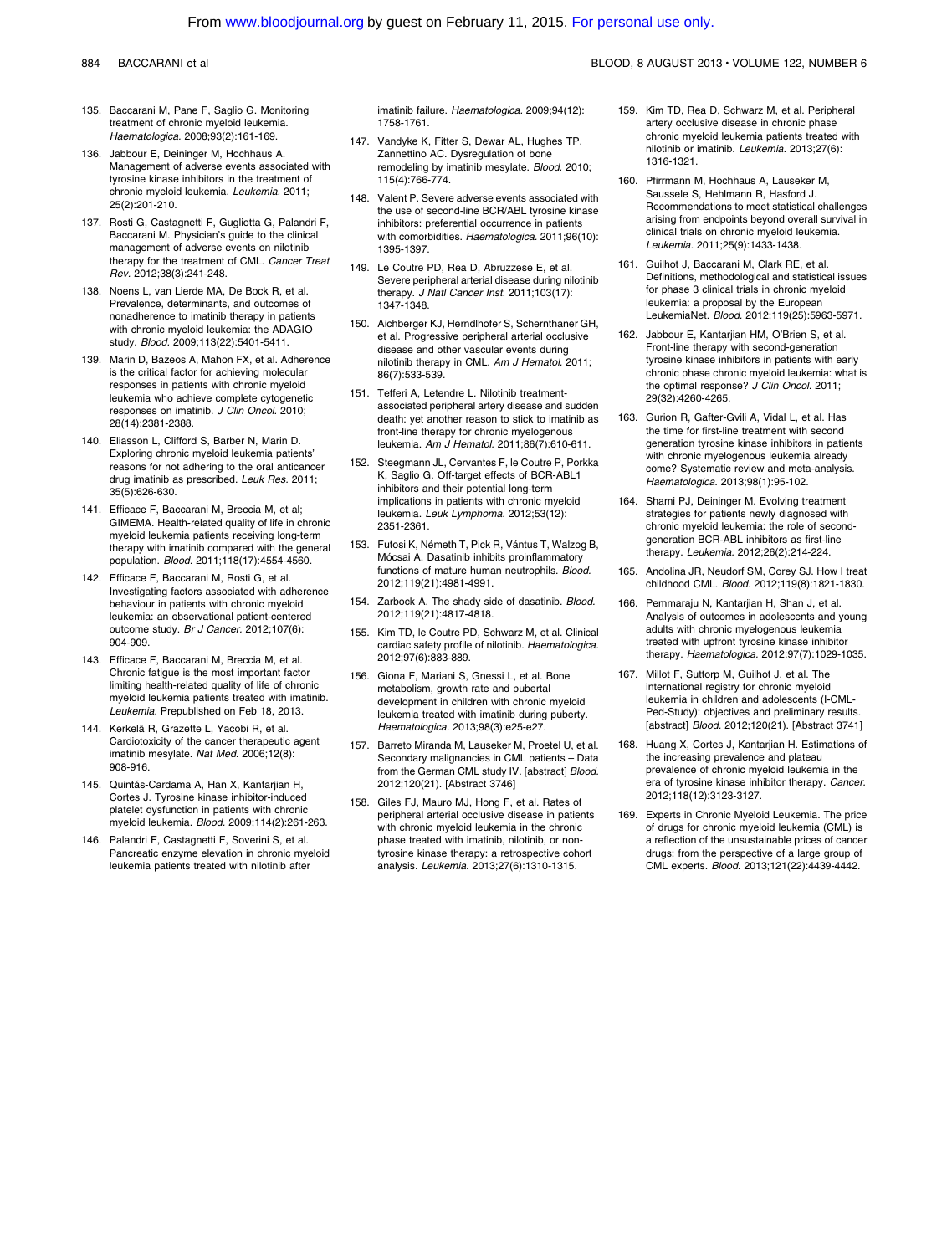135. Baccarani M, Pane F, Saglio G. Monitoring treatment of chronic myeloid leukemia. *Haematologica.* 2008;93(2):161-169.

136. Jabbour E, Deininger M, Hochhaus A. Management of adverse events associated with tyrosine kinase inhibitors in the treatment of chronic myeloid leukemia. *Leukemia.* 2011; 25(2):201-210.

137. Rosti G, Castagnetti F, Gugliotta G, Palandri F, Baccarani M. Physician's guide to the clinical management of adverse events on nilotinib therapy for the treatment of CML. *Cancer Treat Rev.* 2012;38(3):241-248.

138. Noens L, van Lierde MA, De Bock R, et al. Prevalence, determinants, and outcomes of nonadherence to imatinib therapy in patients with chronic myeloid leukemia: the ADAGIO study. *Blood.* 2009;113(22):5401-5411.

139. Marin D, Bazeos A, Mahon FX, et al. Adherence is the critical factor for achieving molecular responses in patients with chronic myeloid leukemia who achieve complete cytogenetic responses on imatinib. *J Clin Oncol.* 2010; 28(14):2381-2388.

140. Eliasson L, Clifford S, Barber N, Marin D. Exploring chronic myeloid leukemia patients' reasons for not adhering to the oral anticancer drug imatinib as prescribed. *Leuk Res.* 2011; 35(5):626-630.

141. Efficace F, Baccarani M, Breccia M, et al; GIMEMA. Health-related quality of life in chronic myeloid leukemia patients receiving long-term therapy with imatinib compared with the general population. *Blood.* 2011;118(17):4554-4560.

142. Efficace F, Baccarani M, Rosti G, et al. Investigating factors associated with adherence behaviour in patients with chronic myeloid leukemia: an observational patient-centered outcome study. *Br J Cancer.* 2012;107(6): 904-909.

143. Efficace F, Baccarani M, Breccia M, et al. Chronic fatigue is the most important factor limiting health-related quality of life of chronic myeloid leukemia patients treated with imatinib. *Leukemia.* Prepublished on Feb 18, 2013.

144. Kerkelä R, Grazette L, Yacobi R, et al. Cardiotoxicity of the cancer therapeutic agent imatinib mesylate. *Nat Med.* 2006;12(8): 908-916.

145. Quintás-Cardama A, Han X, Kantarjian H, Cortes J. Tyrosine kinase inhibitor-induced platelet dysfunction in patients with chronic myeloid leukemia. *Blood.* 2009;114(2):261-263.

146. Palandri F, Castagnetti F, Soverini S, et al. Pancreatic enzyme elevation in chronic myeloid leukemia patients treated with nilotinib after imatinib failure. *Haematologica.* 2009;94(12): 1758-1761.

147. Vandyke K, Fitter S, Dewar AL, Hughes TP, Zannettino AC. Dysregulation of bone remodeling by imatinib mesylate. *Blood.* 2010; 115(4):766-774.

148. Valent P. Severe adverse events associated with the use of second-line BCR/ABL tyrosine kinase inhibitors: preferential occurrence in patients with comorbidities. *Haematologica.* 2011;96(10): 1395-1397.

149. Le Coutre PD, Rea D, Abruzzese E, et al. Severe peripheral arterial disease during nilotinib therapy. *J Natl Cancer Inst.* 2011;103(17): 1347-1348.

150. Aichberger KJ, Herndlhofer S, Schernthaner GH, et al. Progressive peripheral arterial occlusive disease and other vascular events during nilotinib therapy in CML. *Am J Hematol.* 2011; 86(7):533-539.

151. Tefferi A, Letendre L. Nilotinib treatment-associated peripheral artery disease and sudden death: yet another reason to stick to imatinib as front-line therapy for chronic myelogenous leukemia. *Am J Hematol.* 2011;86(7):610-611.

152. Steegmann JL, Cervantes F, le Coutre P, Porkka K, Saglio G. Off-target effects of BCR-ABL1 inhibitors and their potential long-term implications in patients with chronic myeloid leukemia. *Leuk Lymphoma.* 2012;53(12): 2351-2361.

153. Futosi K, Németh T, Pick R, Vántus T, Walzog B, Mócsai A. Dasatinib inhibits proinflammatory functions of mature human neutrophils. *Blood.* 2012;119(21):4981-4991.

154. Zarbock A. The shady side of dasatinib. *Blood.* 2012;119(21):4817-4818.

155. Kim TD, le Coutre PD, Schwarz M, et al. Clinical cardiac safety profile of nilotinib. *Haematologica.* 2012;97(6):883-889.

156. Giona F, Mariani S, Gnessi L, et al. Bone metabolism, growth rate and pubertal development in children with chronic myeloid leukemia treated with imatinib during puberty. *Haematologica.* 2013;98(3):e25-e27.

157. Barreto Miranda M, Lauseker M, Proetel U, et al. Secondary malignancies in CML patients – Data from the German CML study IV. [abstract] *Blood.* 2012;120(21). [Abstract 3746]

158. Giles FJ, Mauro MJ, Hong F, et al. Rates of peripheral arterial occlusive disease in patients with chronic myeloid leukemia in the chronic phase treated with imatinib, nilotinib, or non-tyrosine kinase therapy: a retrospective cohort analysis. *Leukemia.* 2013;27(6):1310-1315.

159. Kim TD, Rea D, Schwarz M, et al. Peripheral artery occlusive disease in chronic phase chronic myeloid leukemia patients treated with nilotinib or imatinib. *Leukemia.* 2013;27(6): 1316-1321.

160. Pfirrmann M, Hochhaus A, Lauseker M, Saussele S, Hehlmann R, Hasford J. Recommendations to meet statistical challenges arising from endpoints beyond overall survival in clinical trials on chronic myeloid leukemia. *Leukemia.* 2011;25(9):1433-1438.

161. Guilhot J, Baccarani M, Clark RE, et al. Definitions, methodological and statistical issues for phase 3 clinical trials in chronic myeloid leukemia: a proposal by the European LeukemiaNet. *Blood.* 2012;119(25):5963-5971.

162. Jabbour E, Kantarjian HM, O'Brien S, et al. Front-line therapy with second-generation tyrosine kinase inhibitors in patients with early chronic phase chronic myeloid leukemia: what is the optimal response? *J Clin Oncol.* 2011; 29(32):4260-4265.

163. Gurion R, Gafter-Gvili A, Vidal L, et al. Has the time for first-line treatment with second generation tyrosine kinase inhibitors in patients with chronic myelogenous leukemia already come? Systematic review and meta-analysis. *Haematologica.* 2013;98(1):95-102.

164. Shami PJ, Deininger M. Evolving treatment strategies for patients newly diagnosed with chronic myeloid leukemia: the role of second-generation BCR-ABL inhibitors as first-line therapy. *Leukemia.* 2012;26(2):214-224.

165. Andolina JR, Neudorf SM, Corey SJ. How I treat childhood CML. *Blood.* 2012;119(8):1821-1830.

166. Pemmaraju N, Kantarjian H, Shan J, et al. Analysis of outcomes in adolescents and young adults with chronic myelogenous leukemia treated with upfront tyrosine kinase inhibitor therapy. *Haematologica.* 2012;97(7):1029-1035.

167. Millot F, Suttorp M, Guilhot J, et al. The international registry for chronic myeloid leukemia in children and adolescents (I-CML-Ped-Study): objectives and preliminary results. [abstract] *Blood.* 2012;120(21). [Abstract 3741]

168. Huang X, Cortes J, Kantarjian H. Estimations of the increasing prevalence and plateau prevalence of chronic myeloid leukemia in the era of tyrosine kinase inhibitor therapy. *Cancer.* 2012;118(12):3123-3127.

169. Experts in Chronic Myeloid Leukemia. The price of drugs for chronic myeloid leukemia (CML) is a reflection of the unsustainable prices of cancer drugs: from the perspective of a large group of CML experts. *Blood.* 2013;121(22):4439-4442.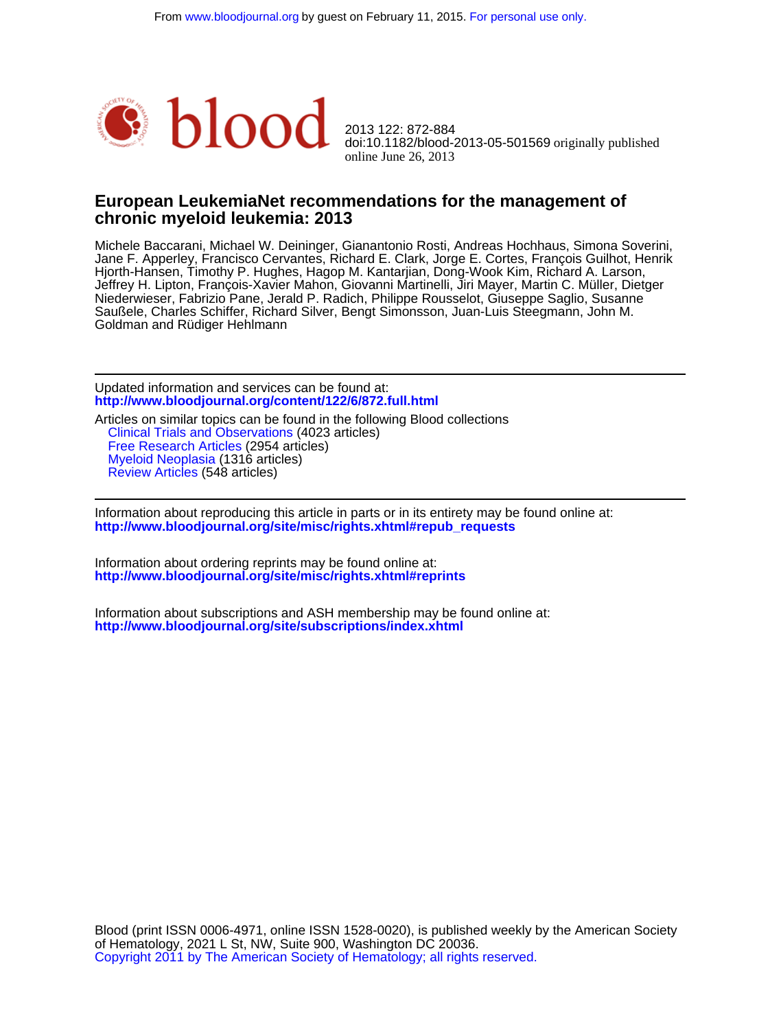From www.bloodjournal.org by guest on February 11, 2015. For personal use only.

blood

2013 122: 872-884
doi:10.1182/blood-2013-05-501569 originally published online June 26, 2013

# European LeukemiaNet recommendations for the management of chronic myeloid leukemia: 2013

Michele Baccarani, Michael W. Deininger, Gianantonio Rosti, Andreas Hochhaus, Simona Soverini, Jane F. Apperley, Francisco Cervantes, Richard E. Clark, Jorge E. Cortes, François Guilhot, Henrik Hjorth-Hansen, Timothy P. Hughes, Hagop M. Kantarjian, Dong-Wook Kim, Richard A. Larson, Jeffrey H. Lipton, François-Xavier Mahon, Giovanni Martinelli, Jiri Mayer, Martin C. Müller, Dietger Niederwieser, Fabrizio Pane, Jerald P. Radich, Philippe Rousselot, Giuseppe Saglio, Susanne Saußele, Charles Schiffer, Richard Silver, Bengt Simonsson, Juan-Luis Steegmann, John M. Goldman and Rüdiger Hehlmann

---

Updated information and services can be found at:
**http://www.bloodjournal.org/content/122/6/872.full.html**

Articles on similar topics can be found in the following Blood collections
- Clinical Trials and Observations (4023 articles)
- Free Research Articles (2954 articles)
- Myeloid Neoplasia (1316 articles)
- Review Articles (548 articles)

---

Information about reproducing this article in parts or in its entirety may be found online at:
**http://www.bloodjournal.org/site/misc/rights.xhtml#repub_requests**

Information about ordering reprints may be found online at:
**http://www.bloodjournal.org/site/misc/rights.xhtml#reprints**

Information about subscriptions and ASH membership may be found online at:
**http://www.bloodjournal.org/site/subscriptions/index.xhtml**

Blood (print ISSN 0006-4971, online ISSN 1528-0020), is published weekly by the American Society of Hematology, 2021 L St, NW, Suite 900, Washington DC 20036.
Copyright 2011 by The American Society of Hematology; all rights reserved.